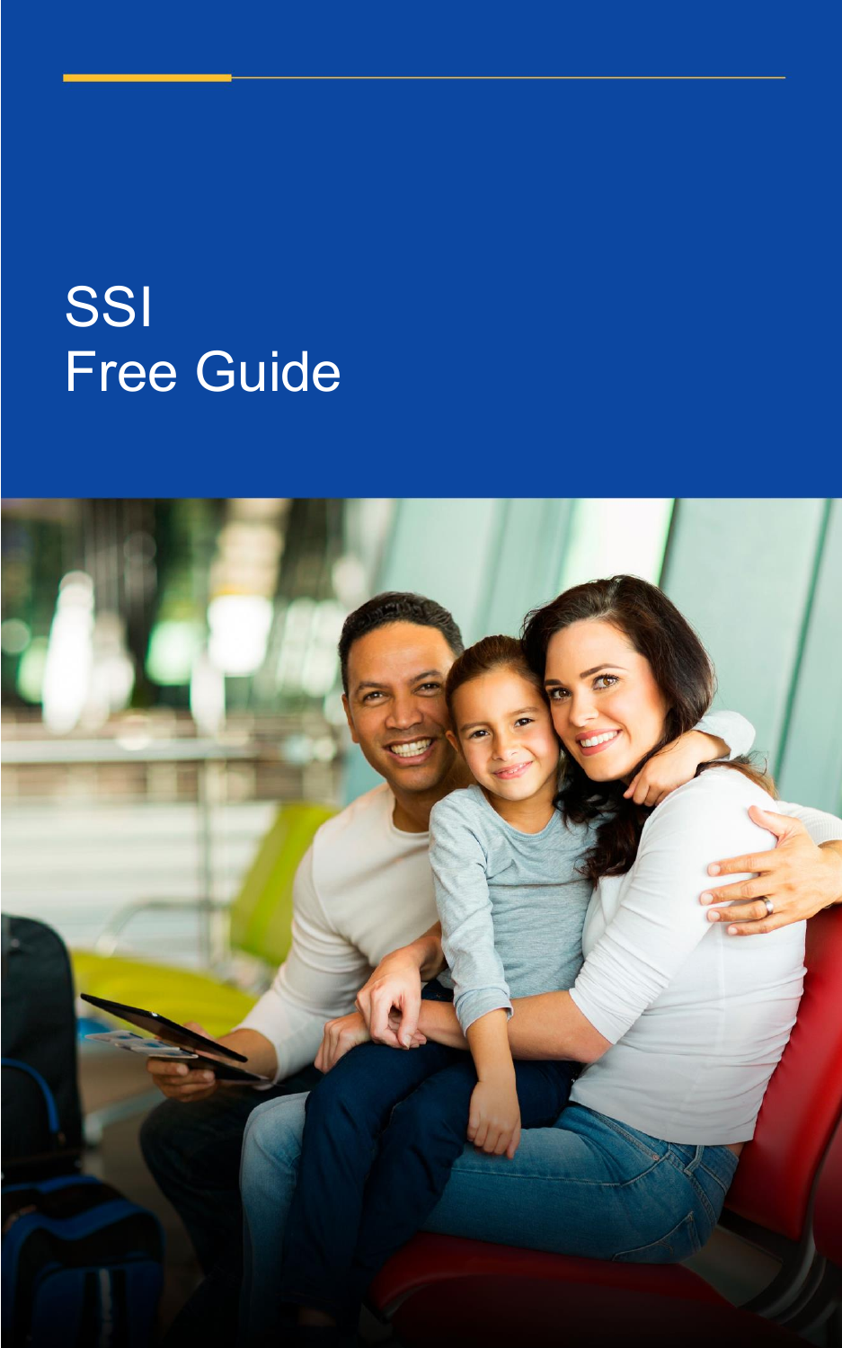# SSI
# Free Guide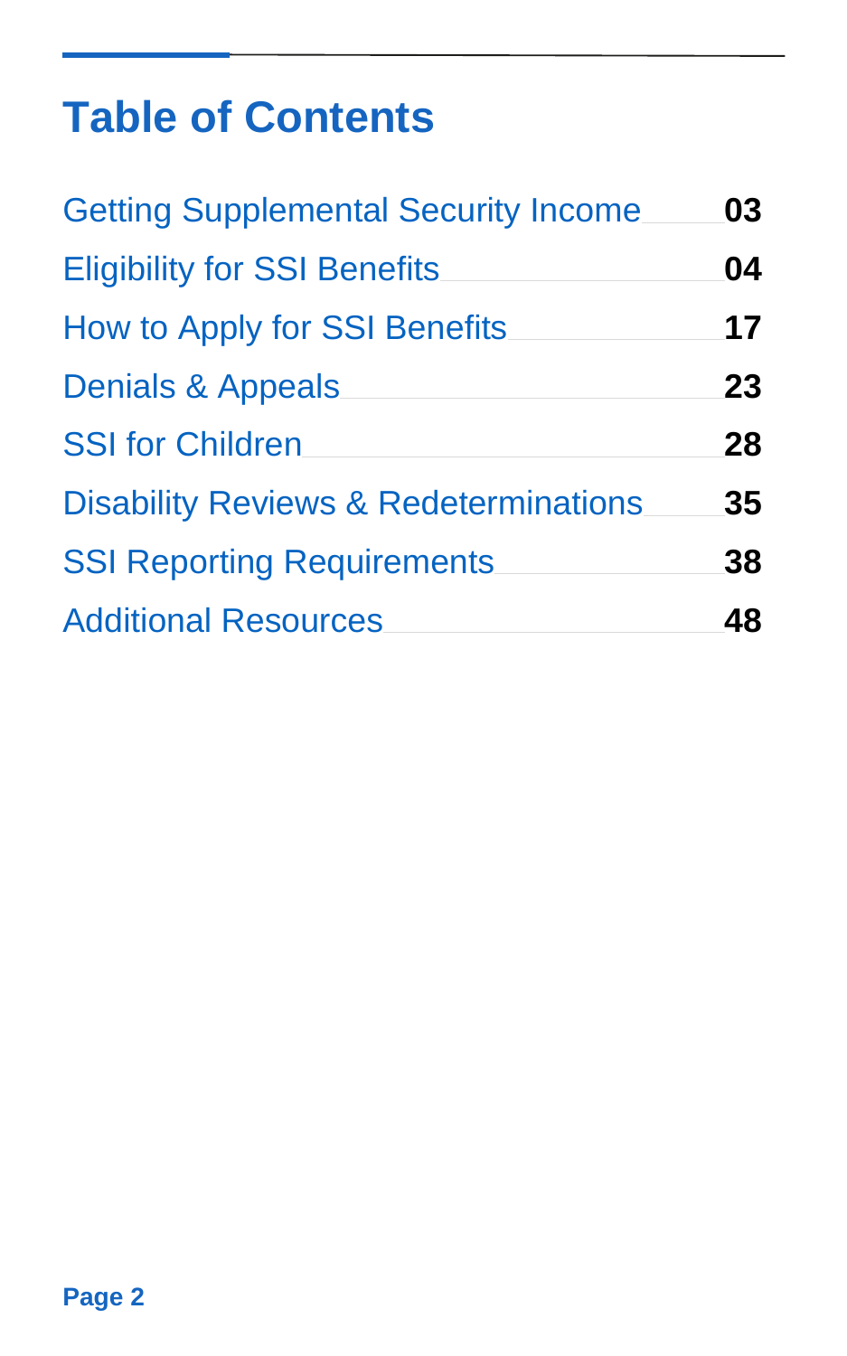# Table of Contents

| | |
|---|---|
| Getting Supplemental Security Income | **03** |
| Eligibility for SSI Benefits | **04** |
| How to Apply for SSI Benefits | **17** |
| Denials & Appeals | **23** |
| SSI for Children | **28** |
| Disability Reviews & Redeterminations | **35** |
| SSI Reporting Requirements | **38** |
| Additional Resources | **48** |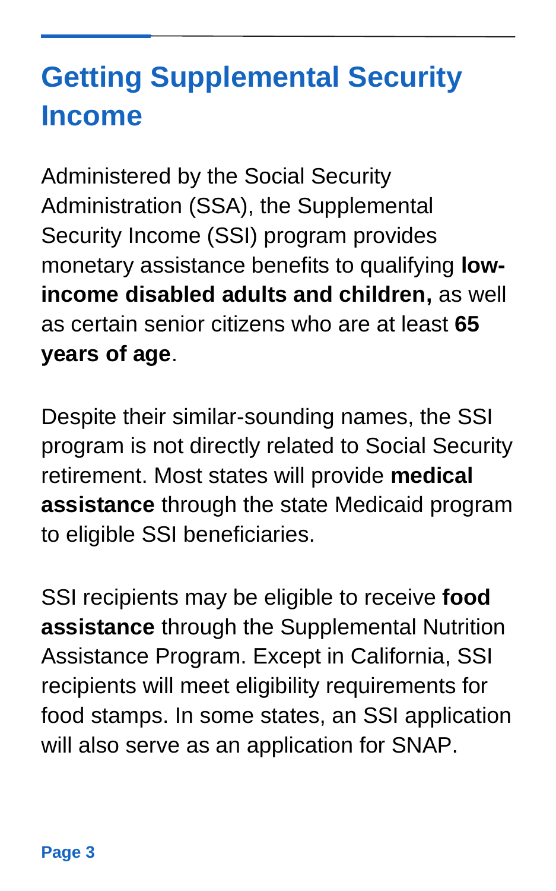# Getting Supplemental Security Income

Administered by the Social Security Administration (SSA), the Supplemental Security Income (SSI) program provides monetary assistance benefits to qualifying **low-income disabled adults and children,** as well as certain senior citizens who are at least **65 years of age**.

Despite their similar-sounding names, the SSI program is not directly related to Social Security retirement. Most states will provide **medical assistance** through the state Medicaid program to eligible SSI beneficiaries.

SSI recipients may be eligible to receive **food assistance** through the Supplemental Nutrition Assistance Program. Except in California, SSI recipients will meet eligibility requirements for food stamps. In some states, an SSI application will also serve as an application for SNAP.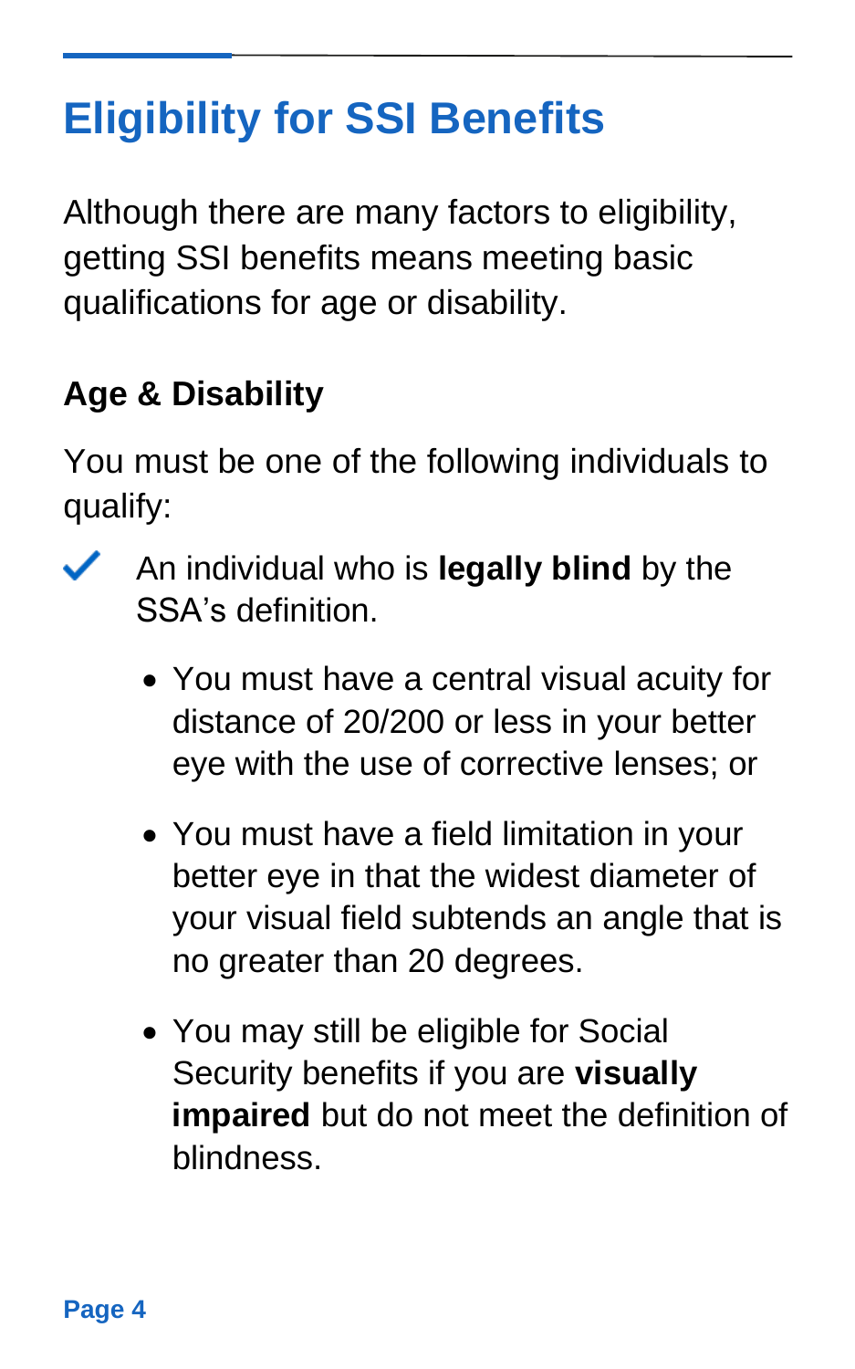# Eligibility for SSI Benefits

Although there are many factors to eligibility, getting SSI benefits means meeting basic qualifications for age or disability.

## Age & Disability

You must be one of the following individuals to qualify:

- ✓ An individual who is **legally blind** by the SSA's definition.
  - You must have a central visual acuity for distance of 20/200 or less in your better eye with the use of corrective lenses; or
  - You must have a field limitation in your better eye in that the widest diameter of your visual field subtends an angle that is no greater than 20 degrees.
  - You may still be eligible for Social Security benefits if you are **visually impaired** but do not meet the definition of blindness.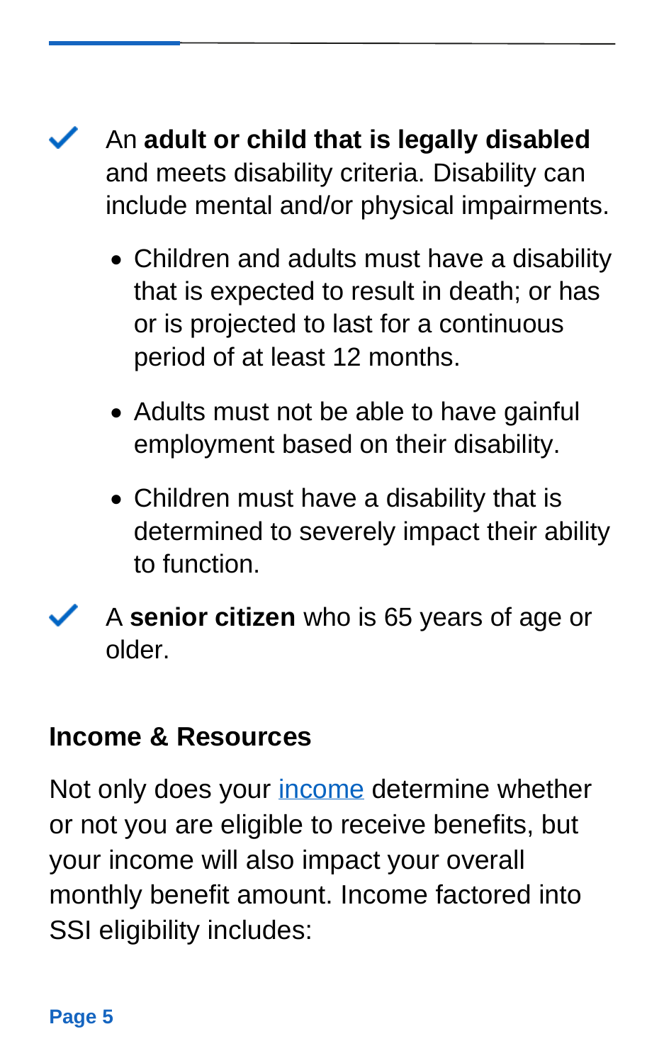- ✓ An **adult or child that is legally disabled** and meets disability criteria. Disability can include mental and/or physical impairments.
  - Children and adults must have a disability that is expected to result in death; or has or is projected to last for a continuous period of at least 12 months.
  - Adults must not be able to have gainful employment based on their disability.
  - Children must have a disability that is determined to severely impact their ability to function.
- ✓ A **senior citizen** who is 65 years of age or older.

## Income & Resources

Not only does your income determine whether or not you are eligible to receive benefits, but your income will also impact your overall monthly benefit amount. Income factored into SSI eligibility includes: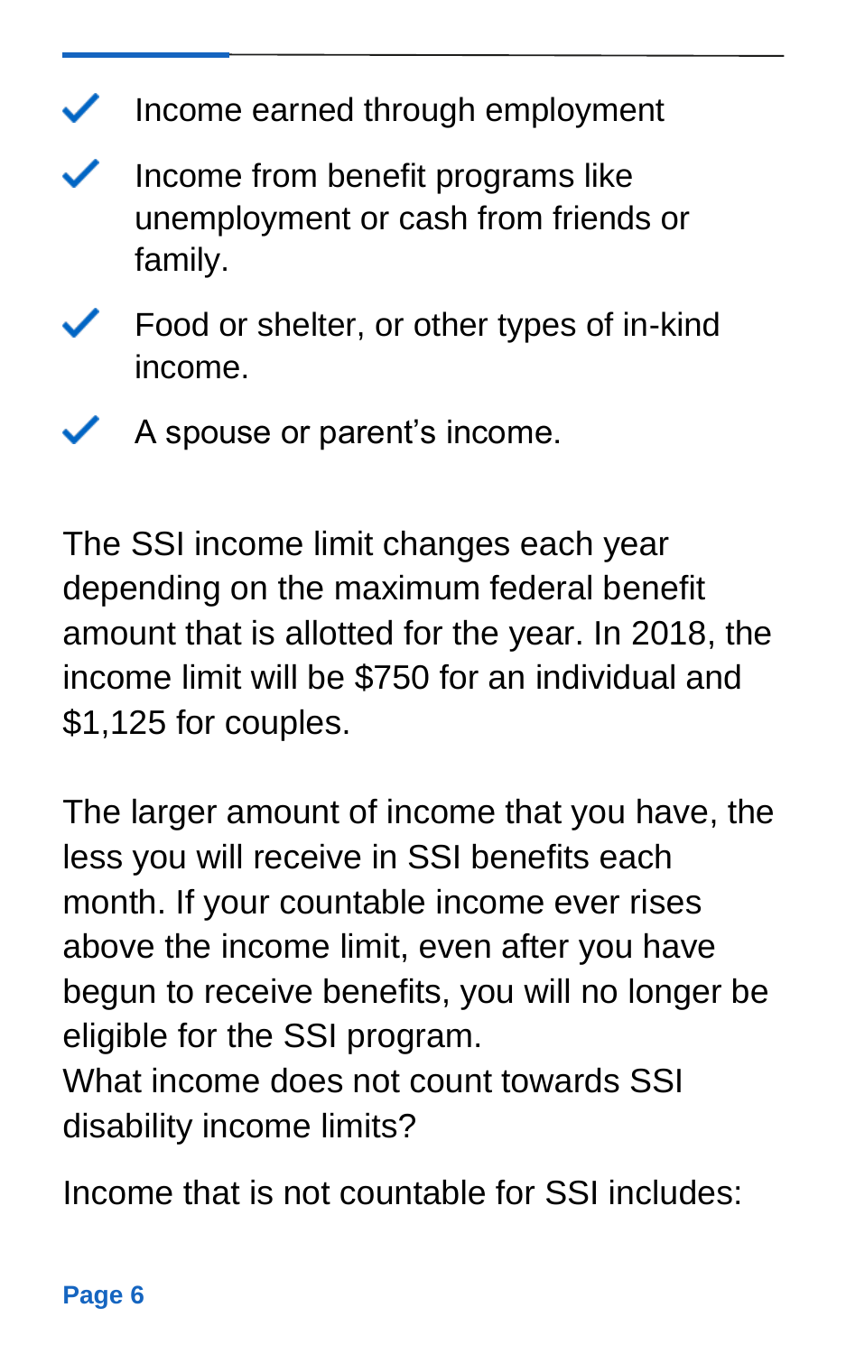- Income earned through employment
- Income from benefit programs like unemployment or cash from friends or family.
- Food or shelter, or other types of in-kind income.
- A spouse or parent's income.

The SSI income limit changes each year depending on the maximum federal benefit amount that is allotted for the year. In 2018, the income limit will be $750 for an individual and $1,125 for couples.

The larger amount of income that you have, the less you will receive in SSI benefits each month. If your countable income ever rises above the income limit, even after you have begun to receive benefits, you will no longer be eligible for the SSI program.

What income does not count towards SSI disability income limits?

Income that is not countable for SSI includes: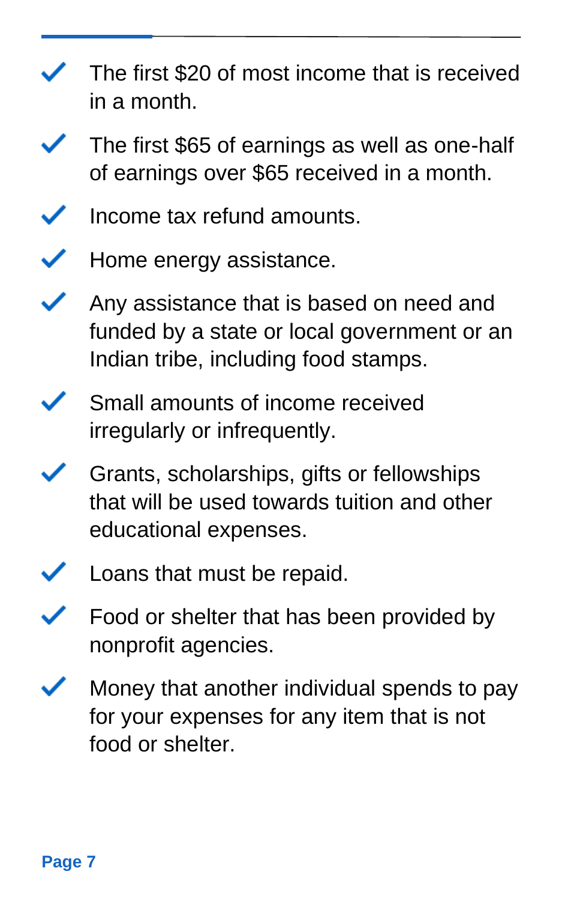- The first $20 of most income that is received in a month.
- The first $65 of earnings as well as one-half of earnings over $65 received in a month.
- Income tax refund amounts.
- Home energy assistance.
- Any assistance that is based on need and funded by a state or local government or an Indian tribe, including food stamps.
- Small amounts of income received irregularly or infrequently.
- Grants, scholarships, gifts or fellowships that will be used towards tuition and other educational expenses.
- Loans that must be repaid.
- Food or shelter that has been provided by nonprofit agencies.
- Money that another individual spends to pay for your expenses for any item that is not food or shelter.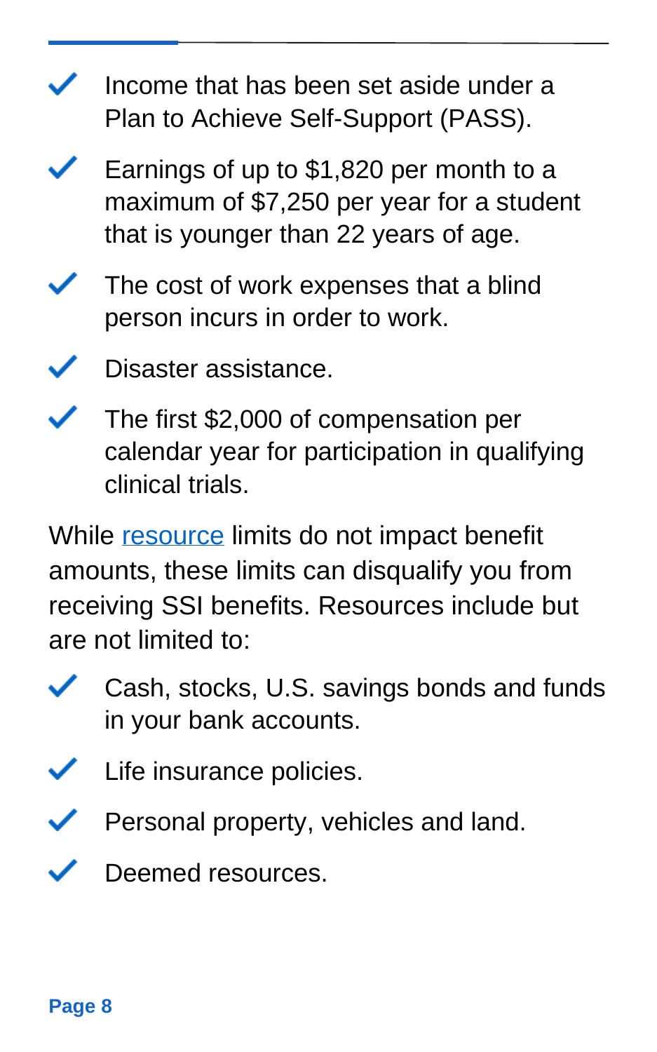- Income that has been set aside under a Plan to Achieve Self-Support (PASS).
- Earnings of up to $1,820 per month to a maximum of $7,250 per year for a student that is younger than 22 years of age.
- The cost of work expenses that a blind person incurs in order to work.
- Disaster assistance.
- The first $2,000 of compensation per calendar year for participation in qualifying clinical trials.

While resource limits do not impact benefit amounts, these limits can disqualify you from receiving SSI benefits. Resources include but are not limited to:

- Cash, stocks, U.S. savings bonds and funds in your bank accounts.
- Life insurance policies.
- Personal property, vehicles and land.
- Deemed resources.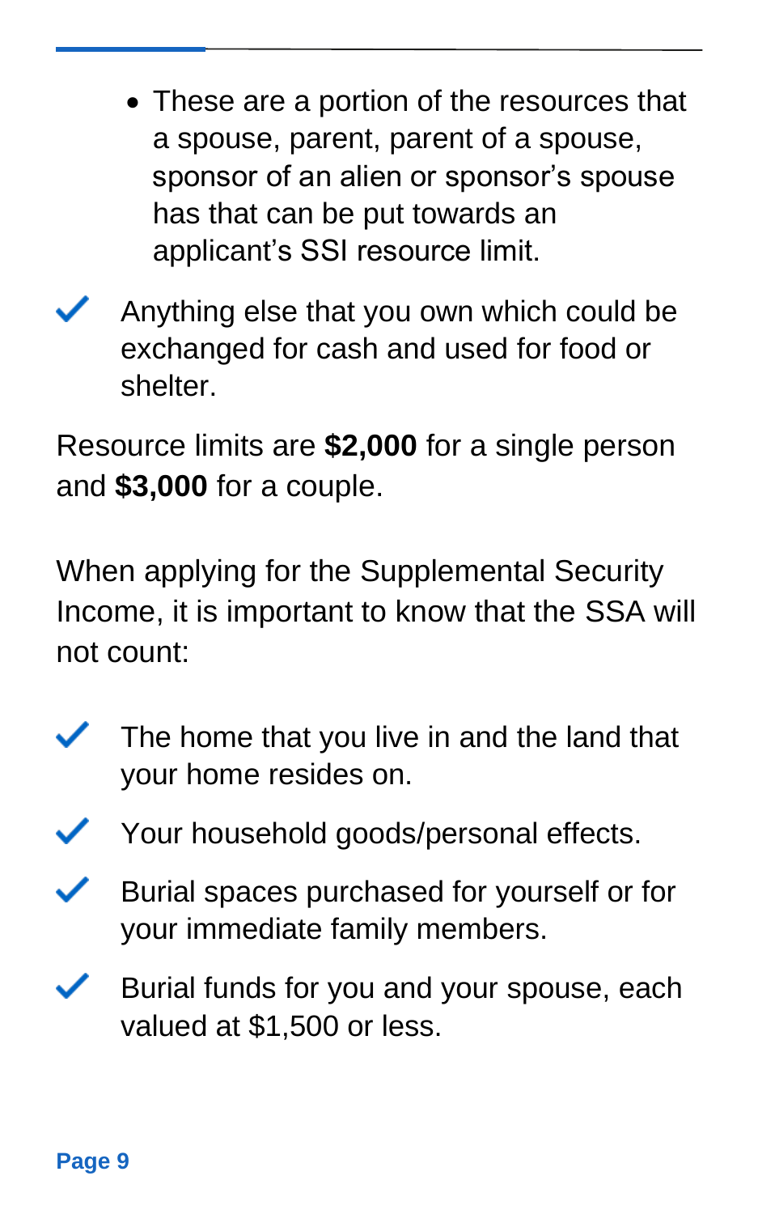- These are a portion of the resources that a spouse, parent, parent of a spouse, sponsor of an alien or sponsor's spouse has that can be put towards an applicant's SSI resource limit.

- ✓ Anything else that you own which could be exchanged for cash and used for food or shelter.

Resource limits are **$2,000** for a single person and **$3,000** for a couple.

When applying for the Supplemental Security Income, it is important to know that the SSA will not count:

- ✓ The home that you live in and the land that your home resides on.
- ✓ Your household goods/personal effects.
- ✓ Burial spaces purchased for yourself or for your immediate family members.
- ✓ Burial funds for you and your spouse, each valued at $1,500 or less.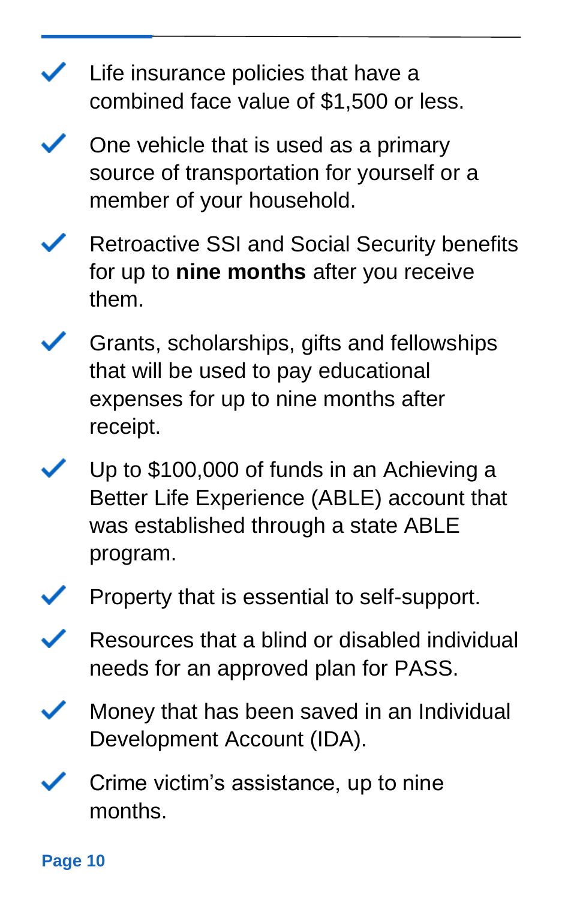- Life insurance policies that have a combined face value of $1,500 or less.
- One vehicle that is used as a primary source of transportation for yourself or a member of your household.
- Retroactive SSI and Social Security benefits for up to **nine months** after you receive them.
- Grants, scholarships, gifts and fellowships that will be used to pay educational expenses for up to nine months after receipt.
- Up to $100,000 of funds in an Achieving a Better Life Experience (ABLE) account that was established through a state ABLE program.
- Property that is essential to self-support.
- Resources that a blind or disabled individual needs for an approved plan for PASS.
- Money that has been saved in an Individual Development Account (IDA).
- Crime victim's assistance, up to nine months.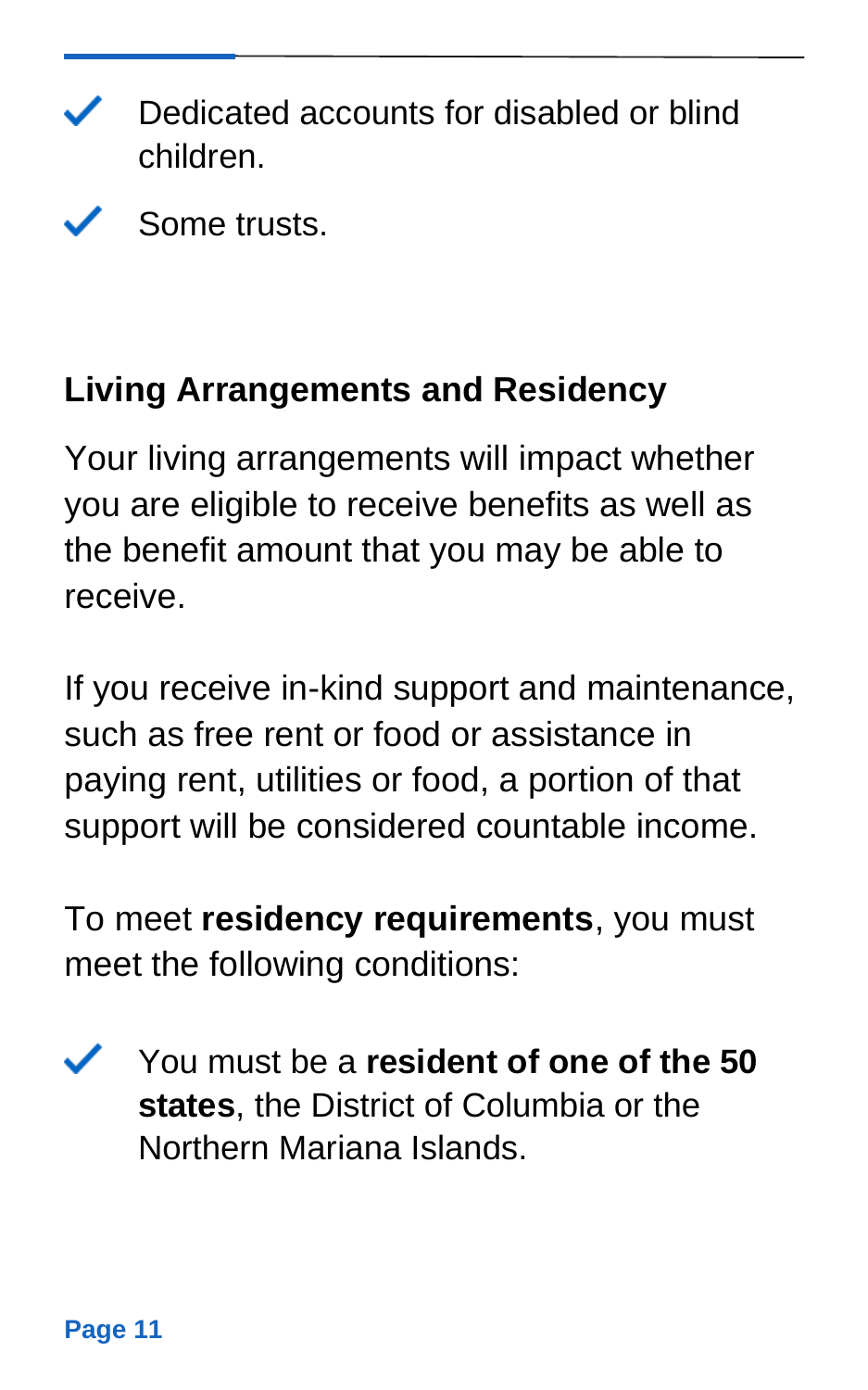- Dedicated accounts for disabled or blind children.
- Some trusts.

## Living Arrangements and Residency

Your living arrangements will impact whether you are eligible to receive benefits as well as the benefit amount that you may be able to receive.

If you receive in-kind support and maintenance, such as free rent or food or assistance in paying rent, utilities or food, a portion of that support will be considered countable income.

To meet **residency requirements**, you must meet the following conditions:

- You must be a **resident of one of the 50 states**, the District of Columbia or the Northern Mariana Islands.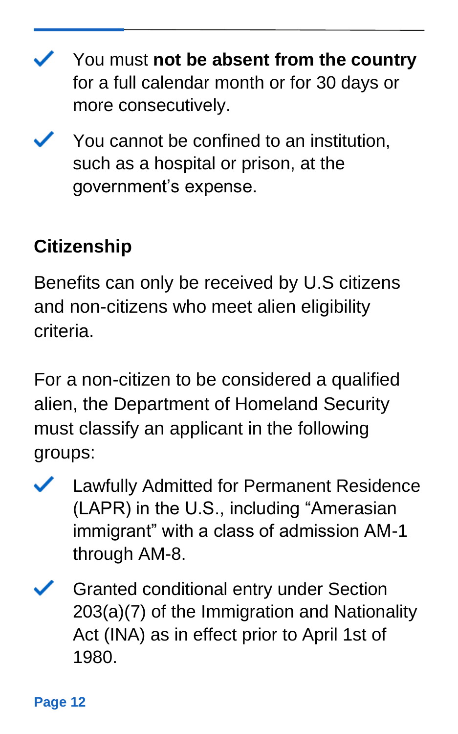- You must **not be absent from the country** for a full calendar month or for 30 days or more consecutively.
- You cannot be confined to an institution, such as a hospital or prison, at the government's expense.

## Citizenship

Benefits can only be received by U.S citizens and non-citizens who meet alien eligibility criteria.

For a non-citizen to be considered a qualified alien, the Department of Homeland Security must classify an applicant in the following groups:

- Lawfully Admitted for Permanent Residence (LAPR) in the U.S., including "Amerasian immigrant" with a class of admission AM-1 through AM-8.
- Granted conditional entry under Section 203(a)(7) of the Immigration and Nationality Act (INA) as in effect prior to April 1st of 1980.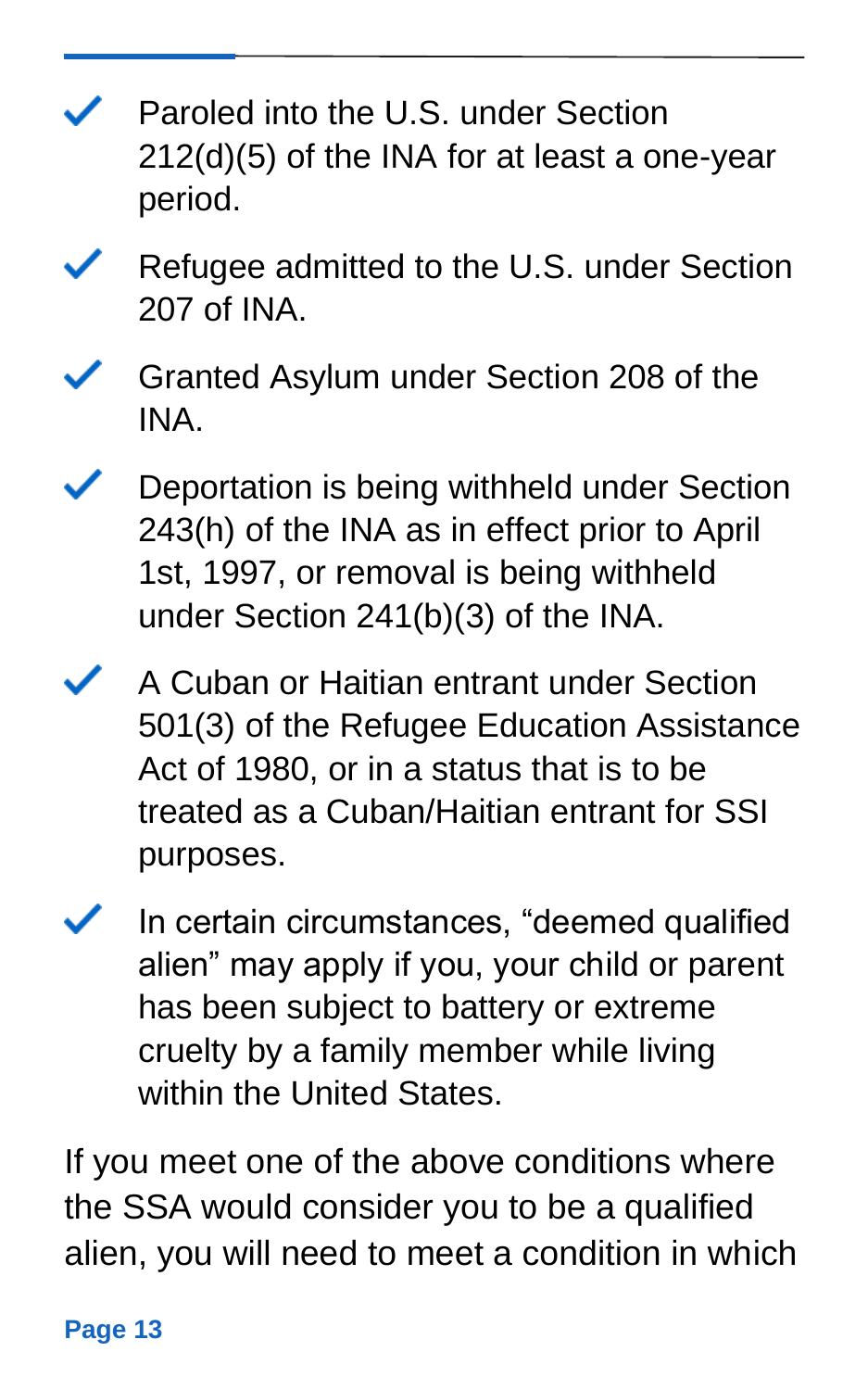- Paroled into the U.S. under Section 212(d)(5) of the INA for at least a one-year period.
- Refugee admitted to the U.S. under Section 207 of INA.
- Granted Asylum under Section 208 of the INA.
- Deportation is being withheld under Section 243(h) of the INA as in effect prior to April 1st, 1997, or removal is being withheld under Section 241(b)(3) of the INA.
- A Cuban or Haitian entrant under Section 501(3) of the Refugee Education Assistance Act of 1980, or in a status that is to be treated as a Cuban/Haitian entrant for SSI purposes.
- In certain circumstances, “deemed qualified alien” may apply if you, your child or parent has been subject to battery or extreme cruelty by a family member while living within the United States.

If you meet one of the above conditions where the SSA would consider you to be a qualified alien, you will need to meet a condition in which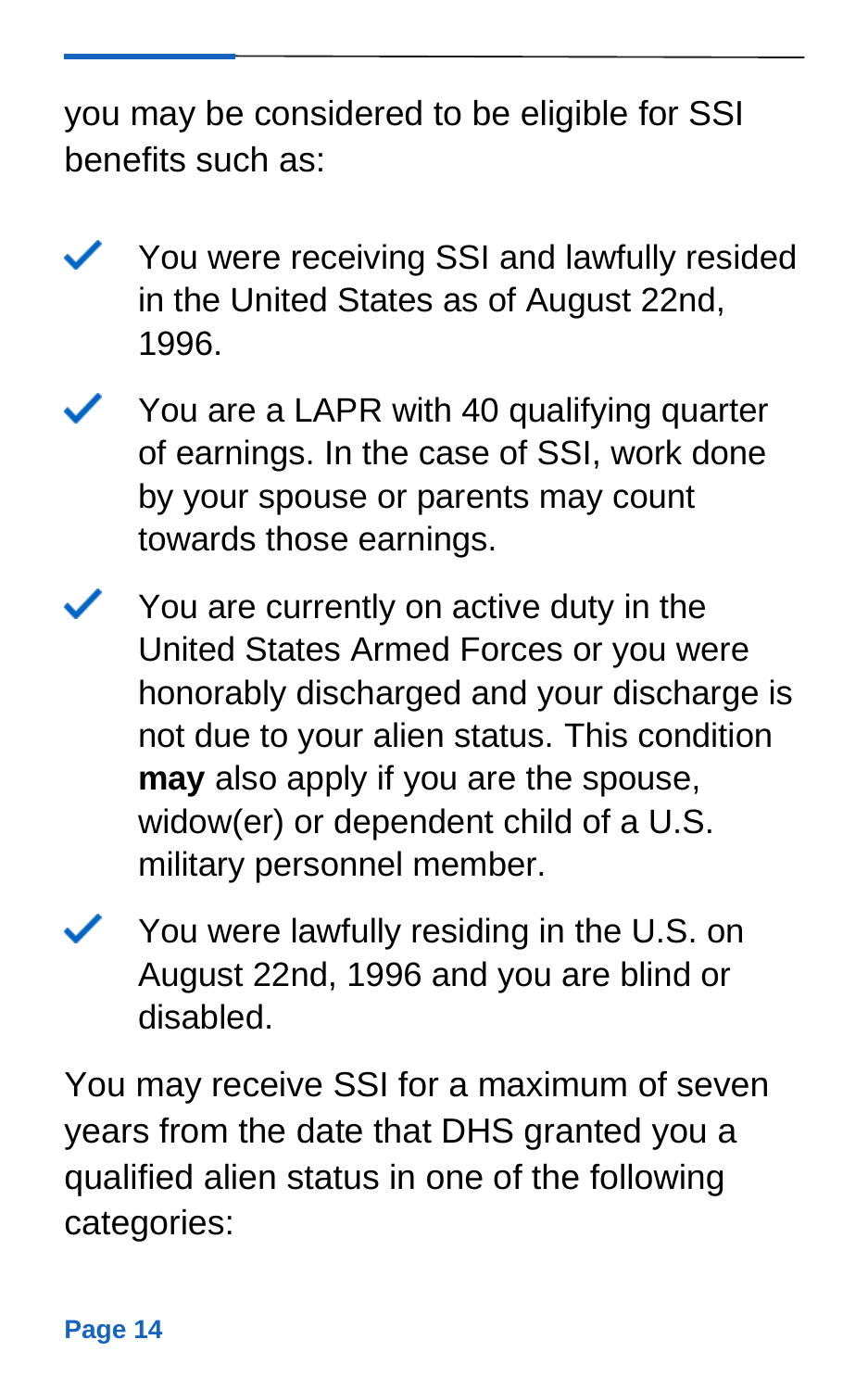you may be considered to be eligible for SSI benefits such as:

- You were receiving SSI and lawfully resided in the United States as of August 22nd, 1996.
- You are a LAPR with 40 qualifying quarter of earnings. In the case of SSI, work done by your spouse or parents may count towards those earnings.
- You are currently on active duty in the United States Armed Forces or you were honorably discharged and your discharge is not due to your alien status. This condition **may** also apply if you are the spouse, widow(er) or dependent child of a U.S. military personnel member.
- You were lawfully residing in the U.S. on August 22nd, 1996 and you are blind or disabled.

You may receive SSI for a maximum of seven years from the date that DHS granted you a qualified alien status in one of the following categories: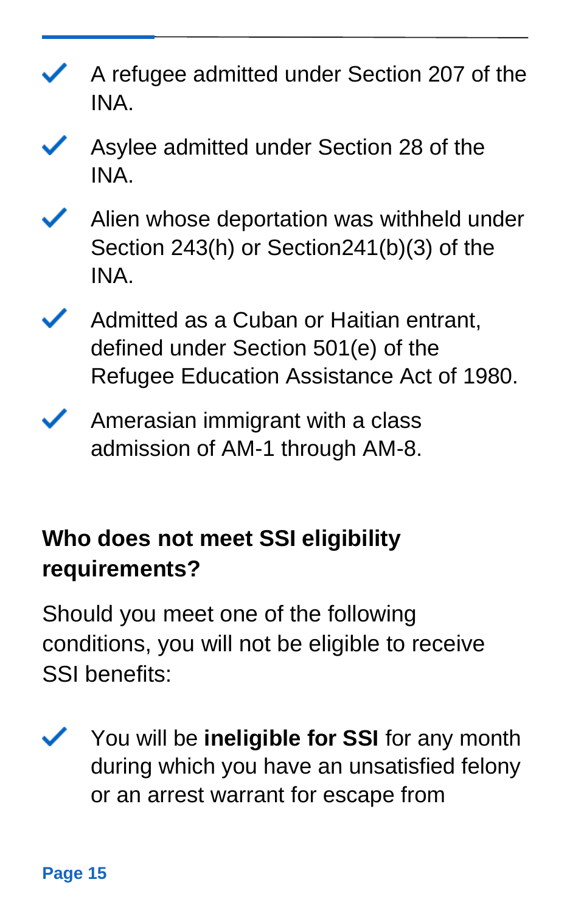- A refugee admitted under Section 207 of the INA.
- Asylee admitted under Section 28 of the INA.
- Alien whose deportation was withheld under Section 243(h) or Section241(b)(3) of the INA.
- Admitted as a Cuban or Haitian entrant, defined under Section 501(e) of the Refugee Education Assistance Act of 1980.
- Amerasian immigrant with a class admission of AM-1 through AM-8.

## Who does not meet SSI eligibility requirements?

Should you meet one of the following conditions, you will not be eligible to receive SSI benefits:

- You will be **ineligible for SSI** for any month during which you have an unsatisfied felony or an arrest warrant for escape from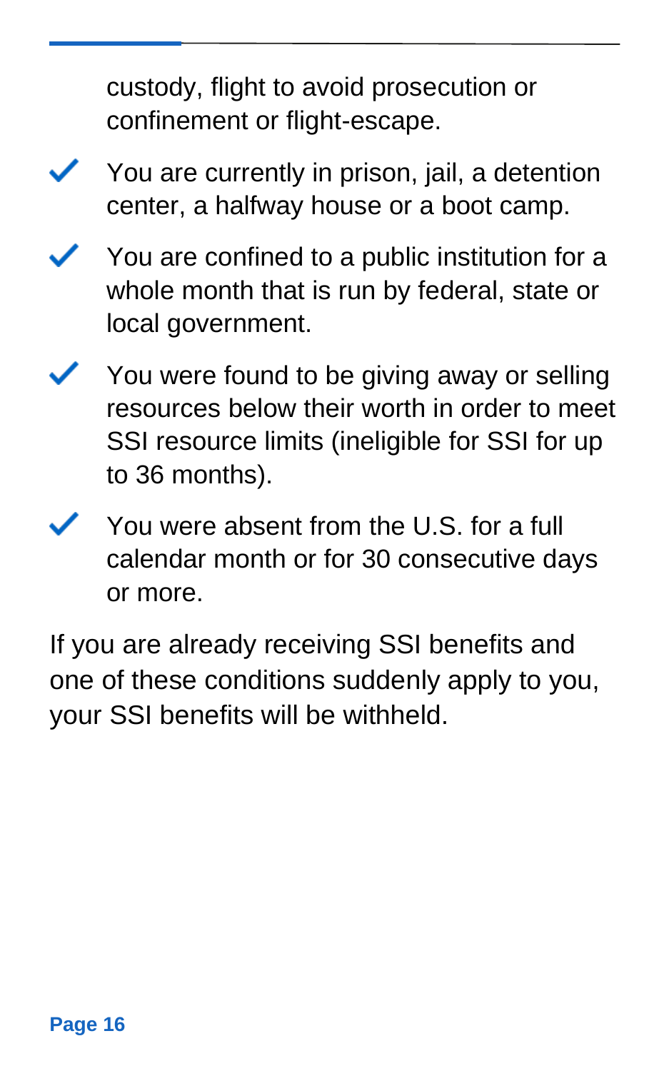custody, flight to avoid prosecution or confinement or flight-escape.

- ✓ You are currently in prison, jail, a detention center, a halfway house or a boot camp.
- ✓ You are confined to a public institution for a whole month that is run by federal, state or local government.
- ✓ You were found to be giving away or selling resources below their worth in order to meet SSI resource limits (ineligible for SSI for up to 36 months).
- ✓ You were absent from the U.S. for a full calendar month or for 30 consecutive days or more.

If you are already receiving SSI benefits and one of these conditions suddenly apply to you, your SSI benefits will be withheld.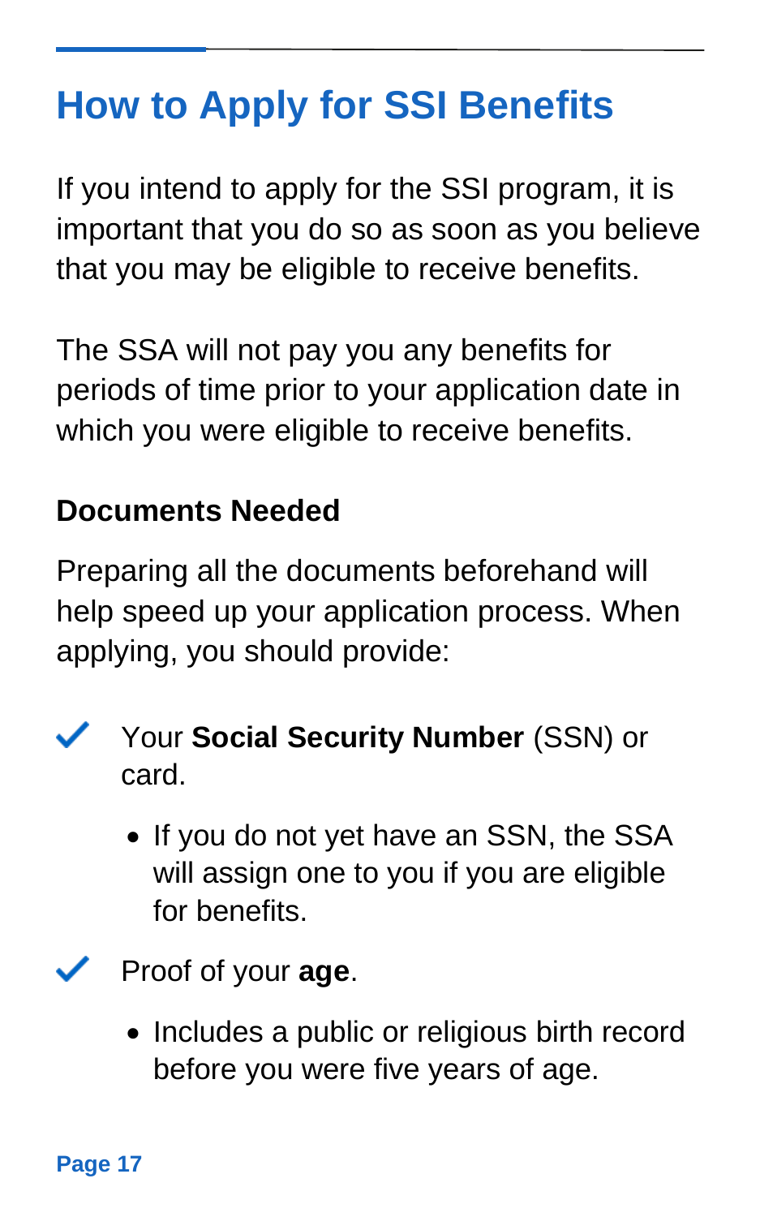# How to Apply for SSI Benefits

If you intend to apply for the SSI program, it is important that you do so as soon as you believe that you may be eligible to receive benefits.

The SSA will not pay you any benefits for periods of time prior to your application date in which you were eligible to receive benefits.

### Documents Needed

Preparing all the documents beforehand will help speed up your application process. When applying, you should provide:

- ✓ Your **Social Security Number** (SSN) or card.
  - If you do not yet have an SSN, the SSA will assign one to you if you are eligible for benefits.
- ✓ Proof of your **age**.
  - Includes a public or religious birth record before you were five years of age.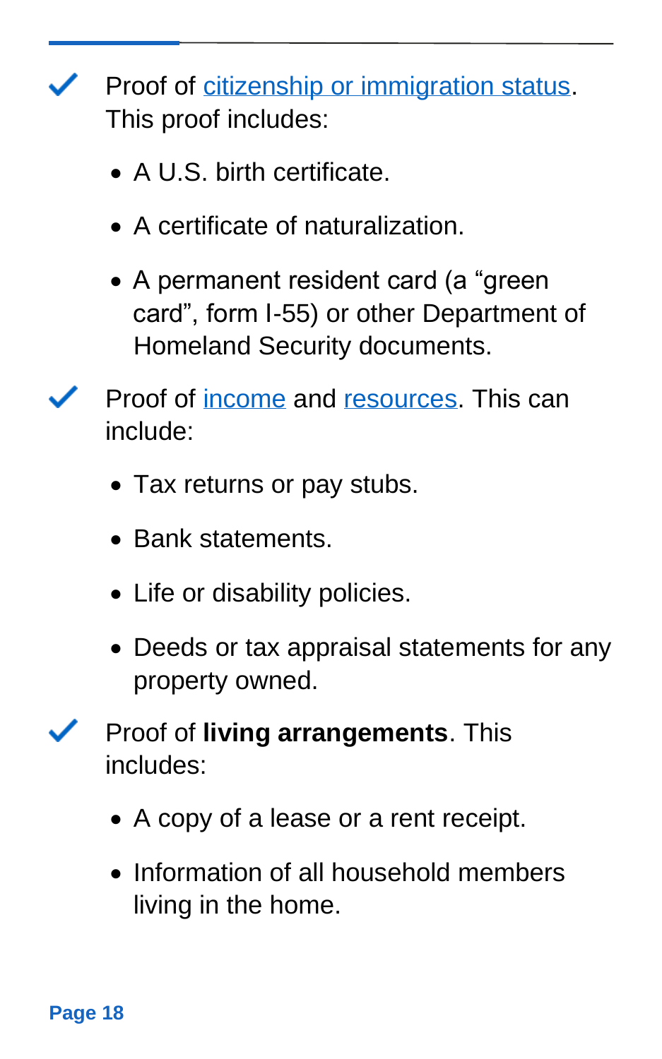- ✓ Proof of citizenship or immigration status. This proof includes:
    - A U.S. birth certificate.
    - A certificate of naturalization.
    - A permanent resident card (a "green card", form I-55) or other Department of Homeland Security documents.

- ✓ Proof of income and resources. This can include:
    - Tax returns or pay stubs.
    - Bank statements.
    - Life or disability policies.
    - Deeds or tax appraisal statements for any property owned.

- ✓ Proof of **living arrangements**. This includes:
    - A copy of a lease or a rent receipt.
    - Information of all household members living in the home.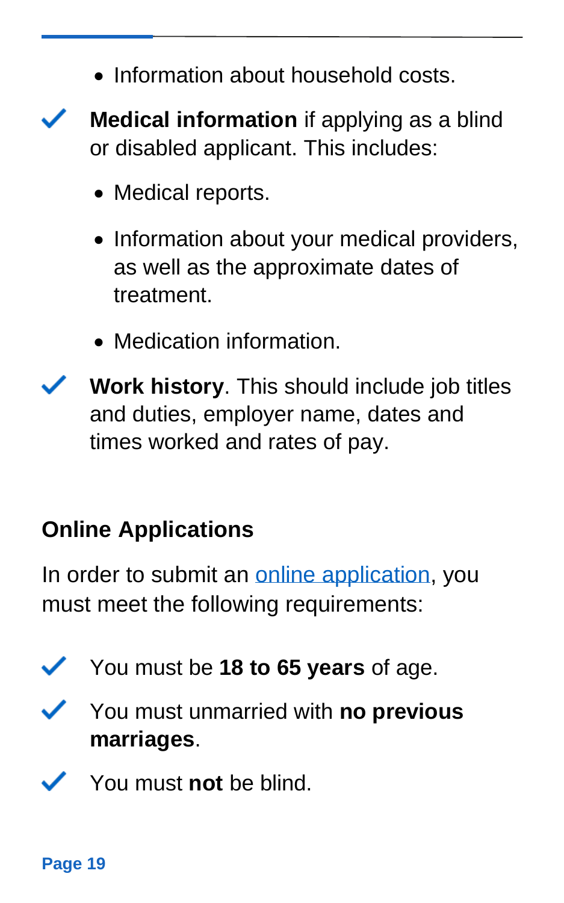- Information about household costs.

- ✓ **Medical information** if applying as a blind or disabled applicant. This includes:
  - Medical reports.
  - Information about your medical providers, as well as the approximate dates of treatment.
  - Medication information.

- ✓ **Work history**. This should include job titles and duties, employer name, dates and times worked and rates of pay.

## Online Applications

In order to submit an [online application](), you must meet the following requirements:

- ✓ You must be **18 to 65 years** of age.
- ✓ You must unmarried with **no previous marriages**.
- ✓ You must **not** be blind.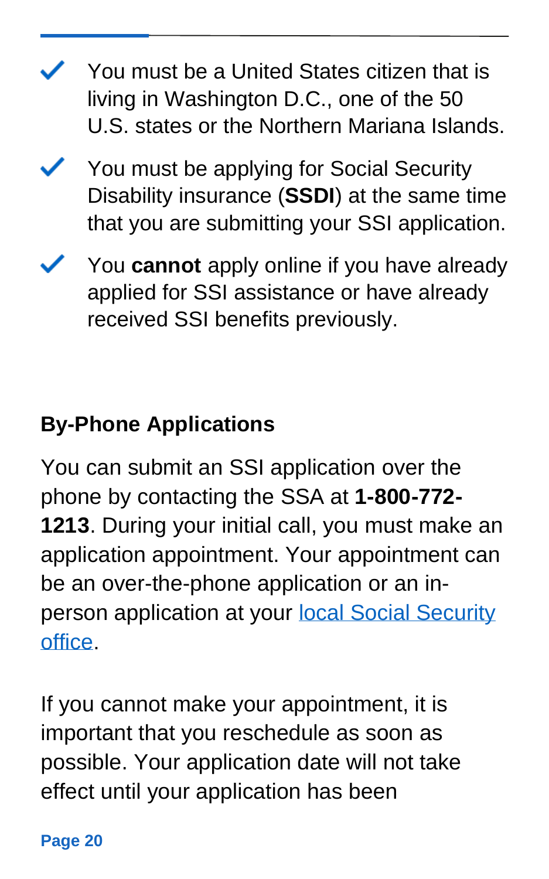- ✓ You must be a United States citizen that is living in Washington D.C., one of the 50 U.S. states or the Northern Mariana Islands.
- ✓ You must be applying for Social Security Disability insurance (**SSDI**) at the same time that you are submitting your SSI application.
- ✓ You **cannot** apply online if you have already applied for SSI assistance or have already received SSI benefits previously.

**By-Phone Applications**

You can submit an SSI application over the phone by contacting the SSA at **1-800-772-1213**. During your initial call, you must make an application appointment. Your appointment can be an over-the-phone application or an in-person application at your local Social Security office.

If you cannot make your appointment, it is important that you reschedule as soon as possible. Your application date will not take effect until your application has been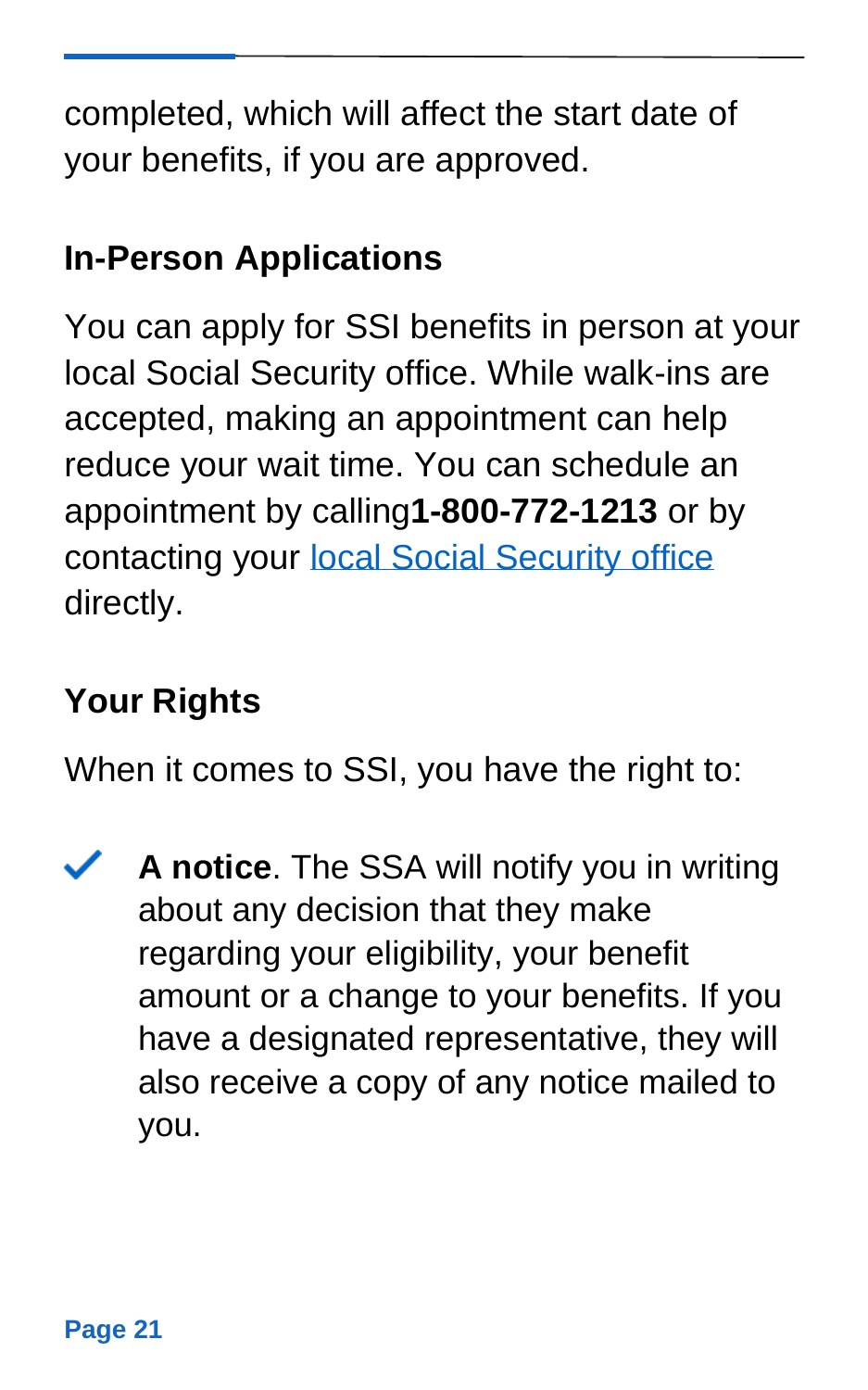completed, which will affect the start date of your benefits, if you are approved.

## In-Person Applications

You can apply for SSI benefits in person at your local Social Security office. While walk-ins are accepted, making an appointment can help reduce your wait time. You can schedule an appointment by calling**1-800-772-1213** or by contacting your local Social Security office directly.

## Your Rights

When it comes to SSI, you have the right to:

- **A notice**. The SSA will notify you in writing about any decision that they make regarding your eligibility, your benefit amount or a change to your benefits. If you have a designated representative, they will also receive a copy of any notice mailed to you.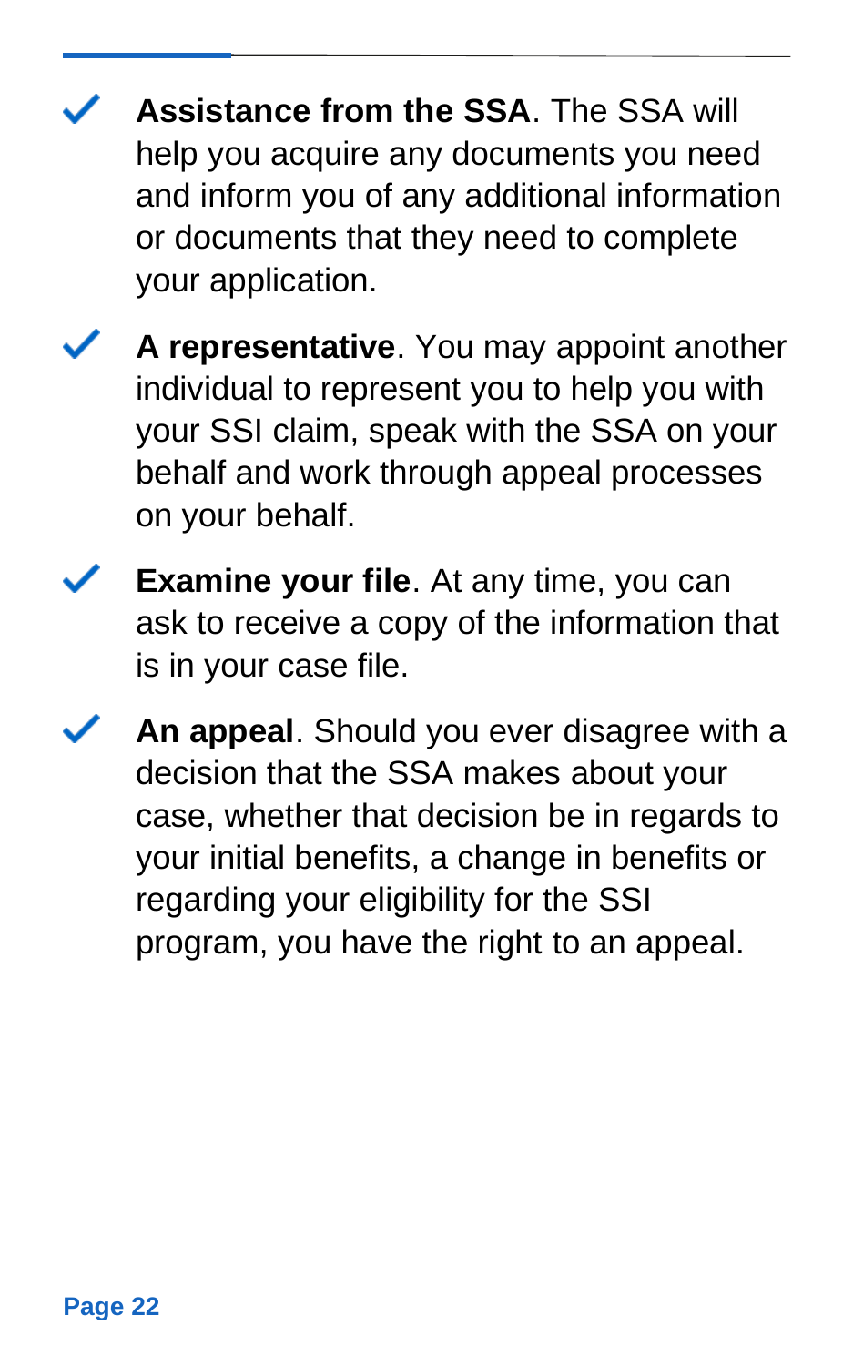- **Assistance from the SSA**. The SSA will help you acquire any documents you need and inform you of any additional information or documents that they need to complete your application.

- **A representative**. You may appoint another individual to represent you to help you with your SSI claim, speak with the SSA on your behalf and work through appeal processes on your behalf.

- **Examine your file**. At any time, you can ask to receive a copy of the information that is in your case file.

- **An appeal**. Should you ever disagree with a decision that the SSA makes about your case, whether that decision be in regards to your initial benefits, a change in benefits or regarding your eligibility for the SSI program, you have the right to an appeal.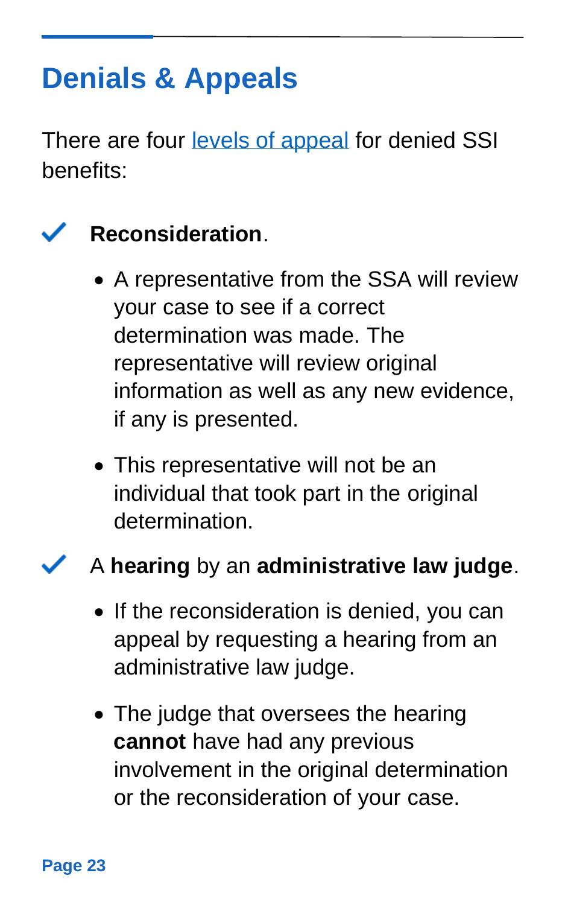## Denials & Appeals

There are four levels of appeal for denied SSI benefits:

- ✓ **Reconsideration**.
  - A representative from the SSA will review your case to see if a correct determination was made. The representative will review original information as well as any new evidence, if any is presented.
  - This representative will not be an individual that took part in the original determination.

- ✓ A **hearing** by an **administrative law judge**.
  - If the reconsideration is denied, you can appeal by requesting a hearing from an administrative law judge.
  - The judge that oversees the hearing **cannot** have had any previous involvement in the original determination or the reconsideration of your case.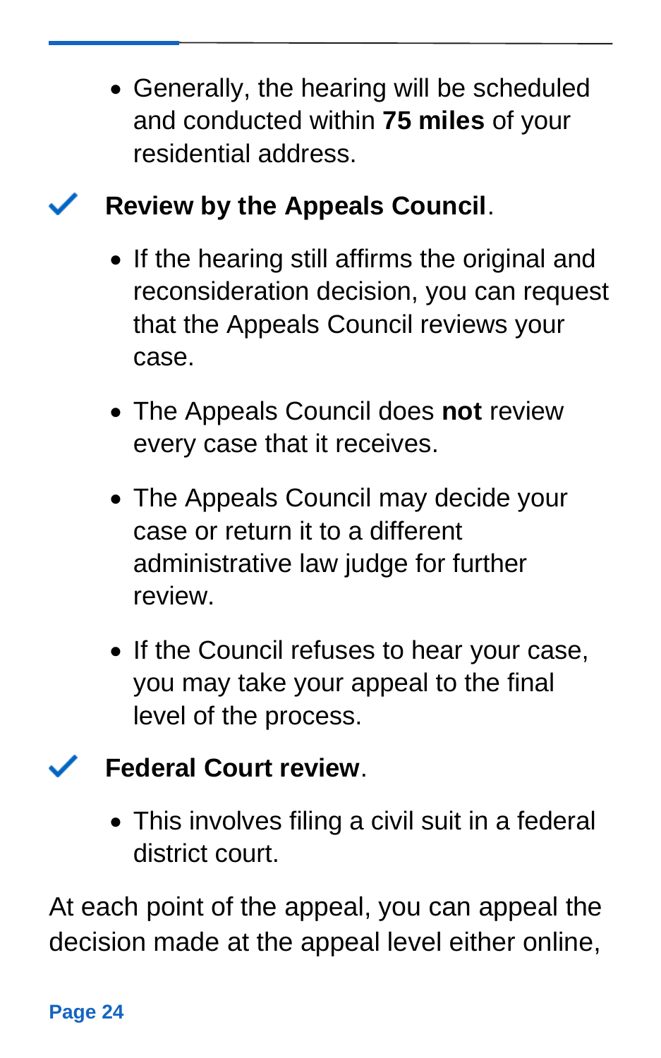- Generally, the hearing will be scheduled and conducted within **75 miles** of your residential address.

✓ **Review by the Appeals Council**.

- If the hearing still affirms the original and reconsideration decision, you can request that the Appeals Council reviews your case.
- The Appeals Council does **not** review every case that it receives.
- The Appeals Council may decide your case or return it to a different administrative law judge for further review.
- If the Council refuses to hear your case, you may take your appeal to the final level of the process.

✓ **Federal Court review**.

- This involves filing a civil suit in a federal district court.

At each point of the appeal, you can appeal the decision made at the appeal level either online,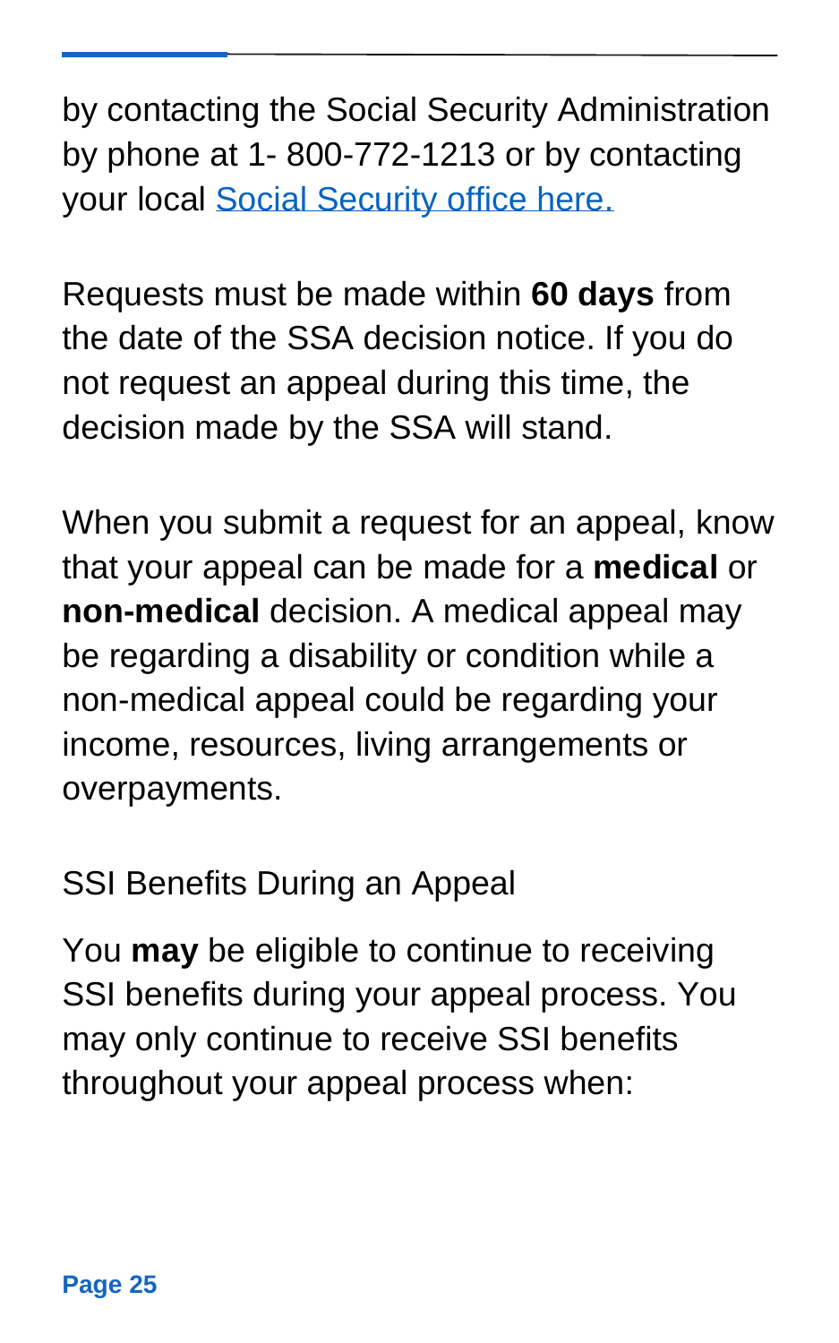by contacting the Social Security Administration by phone at 1- 800-772-1213 or by contacting your local [Social Security office here.]

Requests must be made within **60 days** from the date of the SSA decision notice. If you do not request an appeal during this time, the decision made by the SSA will stand.

When you submit a request for an appeal, know that your appeal can be made for a **medical** or **non-medical** decision. A medical appeal may be regarding a disability or condition while a non-medical appeal could be regarding your income, resources, living arrangements or overpayments.

## SSI Benefits During an Appeal

You **may** be eligible to continue to receiving SSI benefits during your appeal process. You may only continue to receive SSI benefits throughout your appeal process when: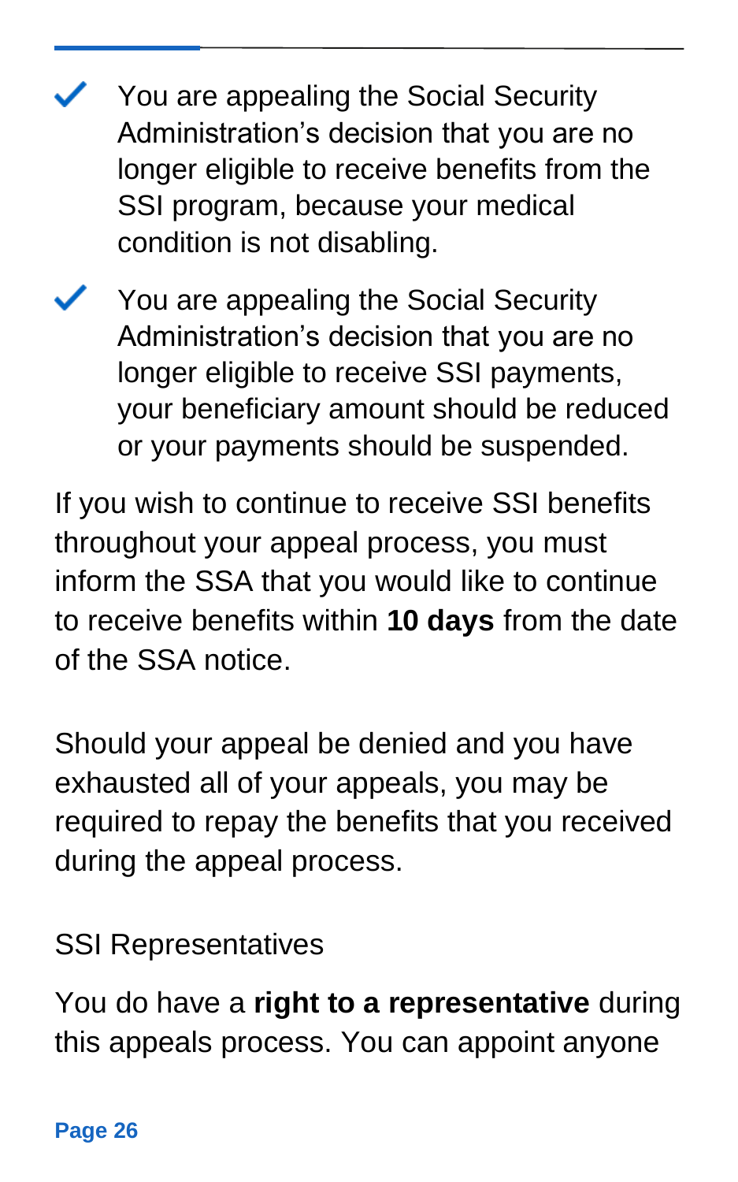- ✓ You are appealing the Social Security Administration's decision that you are no longer eligible to receive benefits from the SSI program, because your medical condition is not disabling.
- ✓ You are appealing the Social Security Administration's decision that you are no longer eligible to receive SSI payments, your beneficiary amount should be reduced or your payments should be suspended.

If you wish to continue to receive SSI benefits throughout your appeal process, you must inform the SSA that you would like to continue to receive benefits within **10 days** from the date of the SSA notice.

Should your appeal be denied and you have exhausted all of your appeals, you may be required to repay the benefits that you received during the appeal process.

## SSI Representatives

You do have a **right to a representative** during this appeals process. You can appoint anyone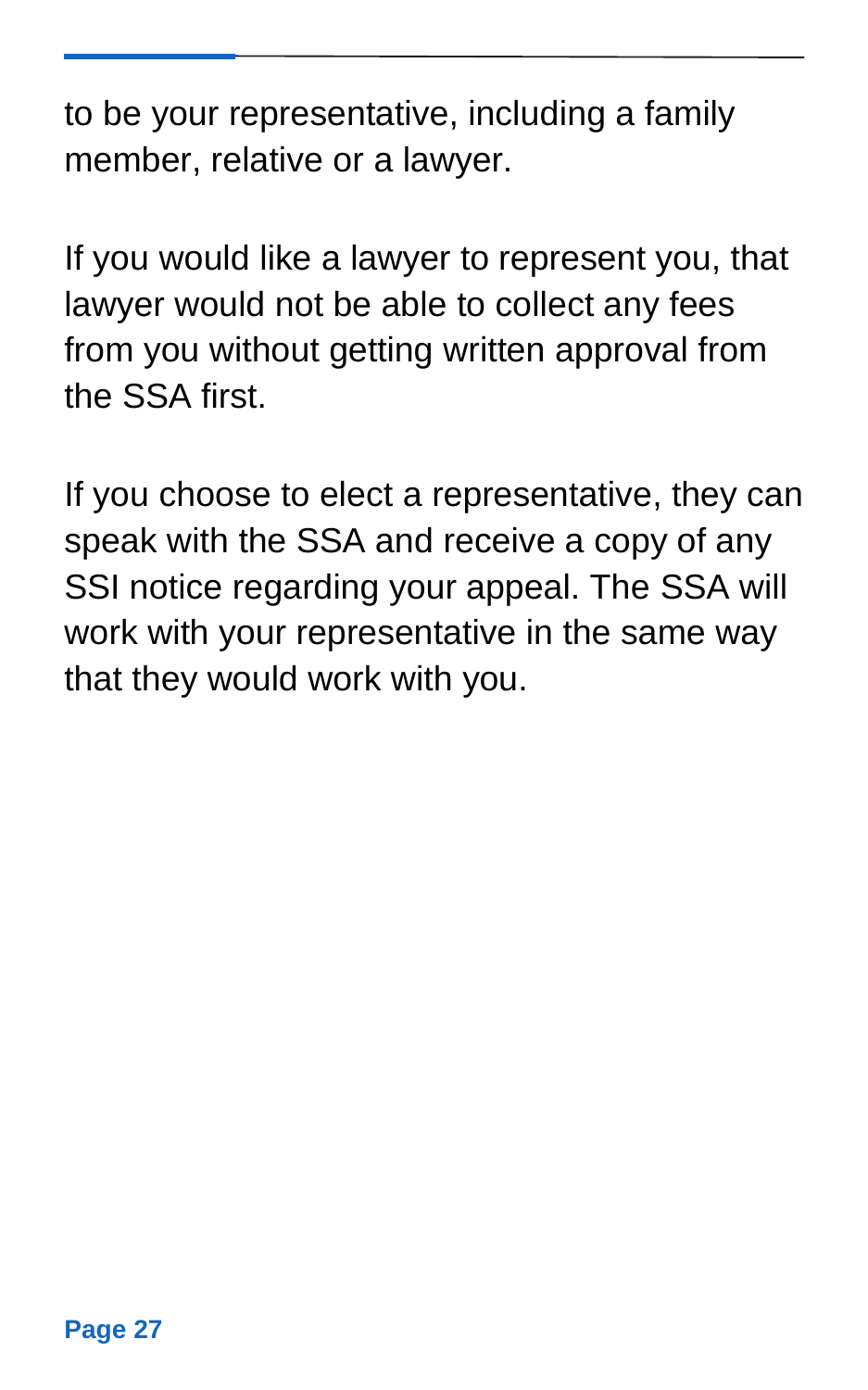to be your representative, including a family member, relative or a lawyer.

If you would like a lawyer to represent you, that lawyer would not be able to collect any fees from you without getting written approval from the SSA first.

If you choose to elect a representative, they can speak with the SSA and receive a copy of any SSI notice regarding your appeal. The SSA will work with your representative in the same way that they would work with you.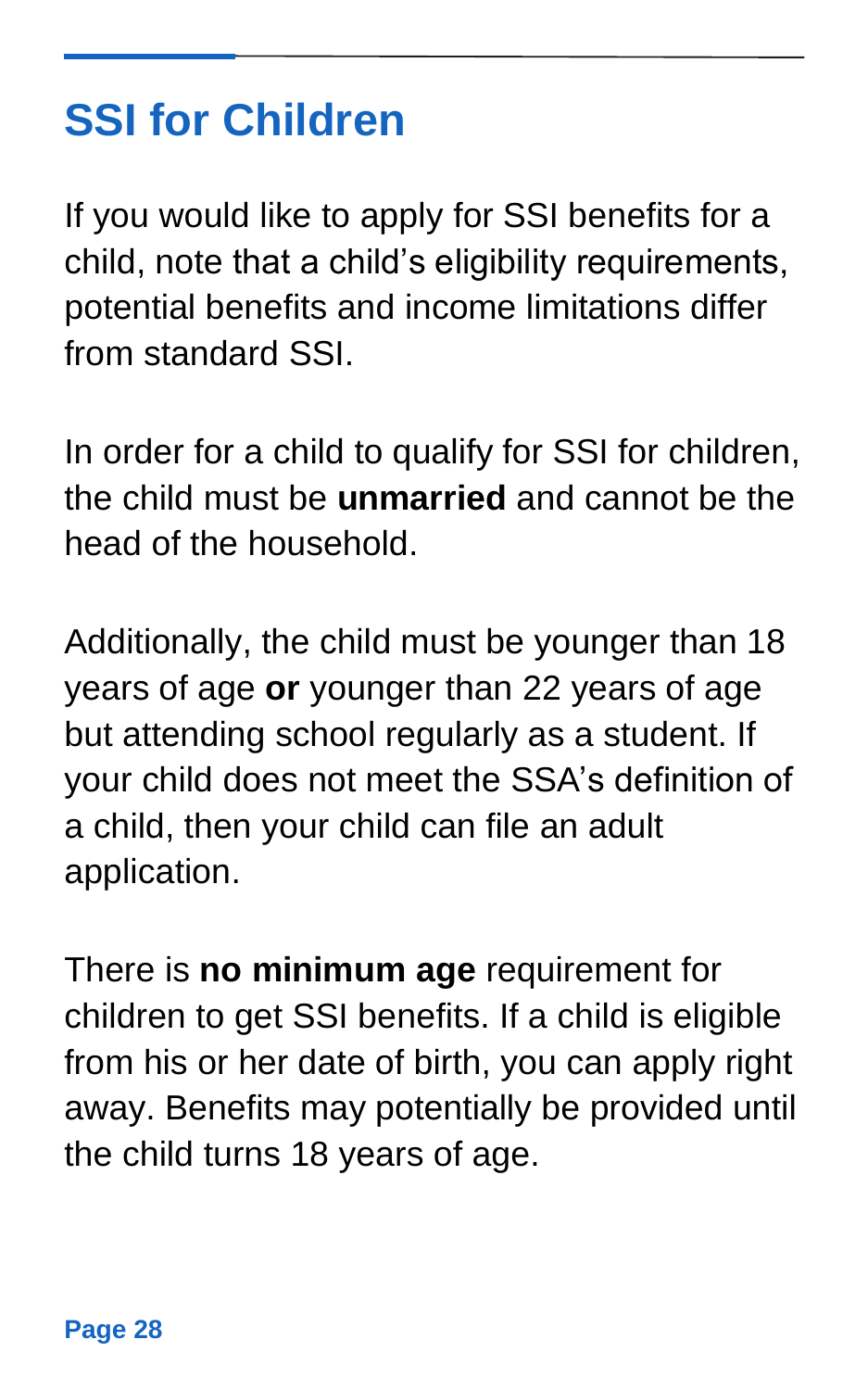## SSI for Children

If you would like to apply for SSI benefits for a child, note that a child's eligibility requirements, potential benefits and income limitations differ from standard SSI.

In order for a child to qualify for SSI for children, the child must be **unmarried** and cannot be the head of the household.

Additionally, the child must be younger than 18 years of age **or** younger than 22 years of age but attending school regularly as a student. If your child does not meet the SSA's definition of a child, then your child can file an adult application.

There is **no minimum age** requirement for children to get SSI benefits. If a child is eligible from his or her date of birth, you can apply right away. Benefits may potentially be provided until the child turns 18 years of age.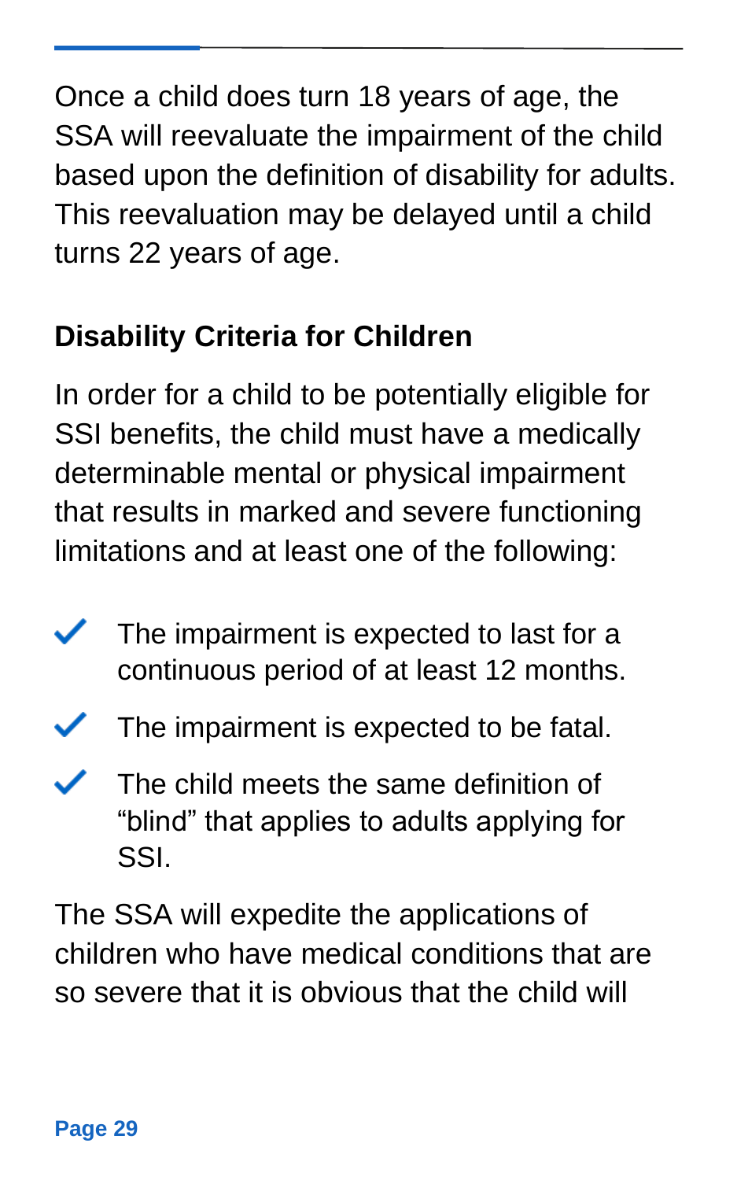Once a child does turn 18 years of age, the SSA will reevaluate the impairment of the child based upon the definition of disability for adults. This reevaluation may be delayed until a child turns 22 years of age.

## Disability Criteria for Children

In order for a child to be potentially eligible for SSI benefits, the child must have a medically determinable mental or physical impairment that results in marked and severe functioning limitations and at least one of the following:

- ✔ The impairment is expected to last for a continuous period of at least 12 months.
- ✔ The impairment is expected to be fatal.
- ✔ The child meets the same definition of "blind" that applies to adults applying for SSI.

The SSA will expedite the applications of children who have medical conditions that are so severe that it is obvious that the child will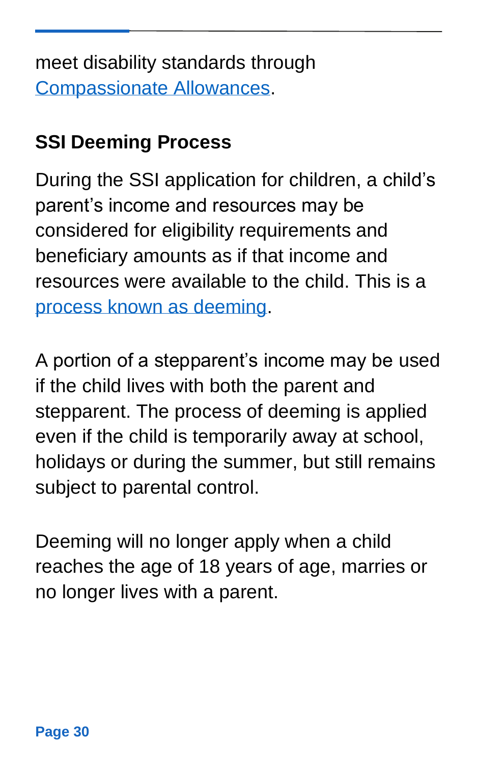meet disability standards through Compassionate Allowances.

### SSI Deeming Process

During the SSI application for children, a child's parent's income and resources may be considered for eligibility requirements and beneficiary amounts as if that income and resources were available to the child. This is a process known as deeming.

A portion of a stepparent's income may be used if the child lives with both the parent and stepparent. The process of deeming is applied even if the child is temporarily away at school, holidays or during the summer, but still remains subject to parental control.

Deeming will no longer apply when a child reaches the age of 18 years of age, marries or no longer lives with a parent.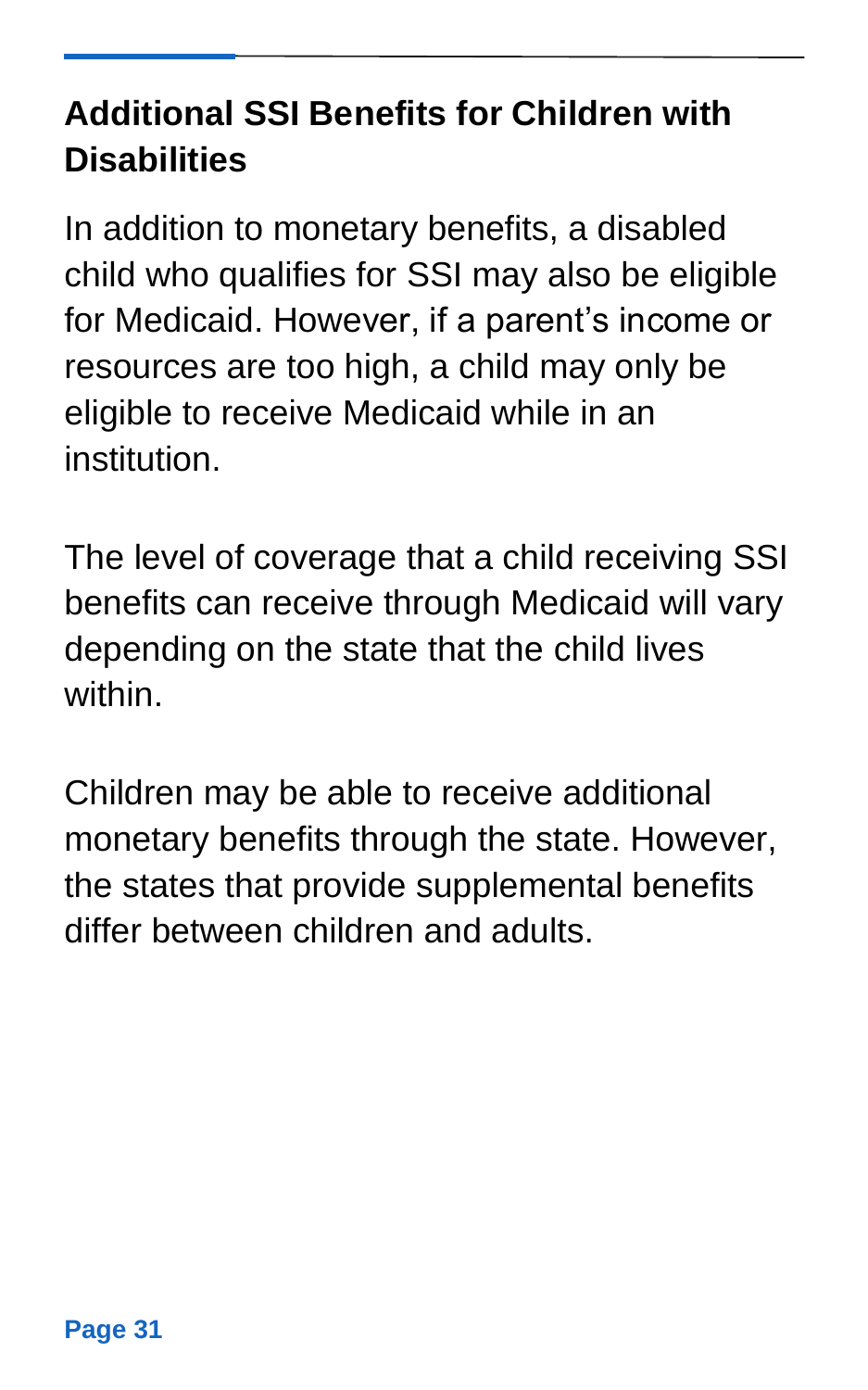## Additional SSI Benefits for Children with Disabilities

In addition to monetary benefits, a disabled child who qualifies for SSI may also be eligible for Medicaid. However, if a parent's income or resources are too high, a child may only be eligible to receive Medicaid while in an institution.

The level of coverage that a child receiving SSI benefits can receive through Medicaid will vary depending on the state that the child lives within.

Children may be able to receive additional monetary benefits through the state. However, the states that provide supplemental benefits differ between children and adults.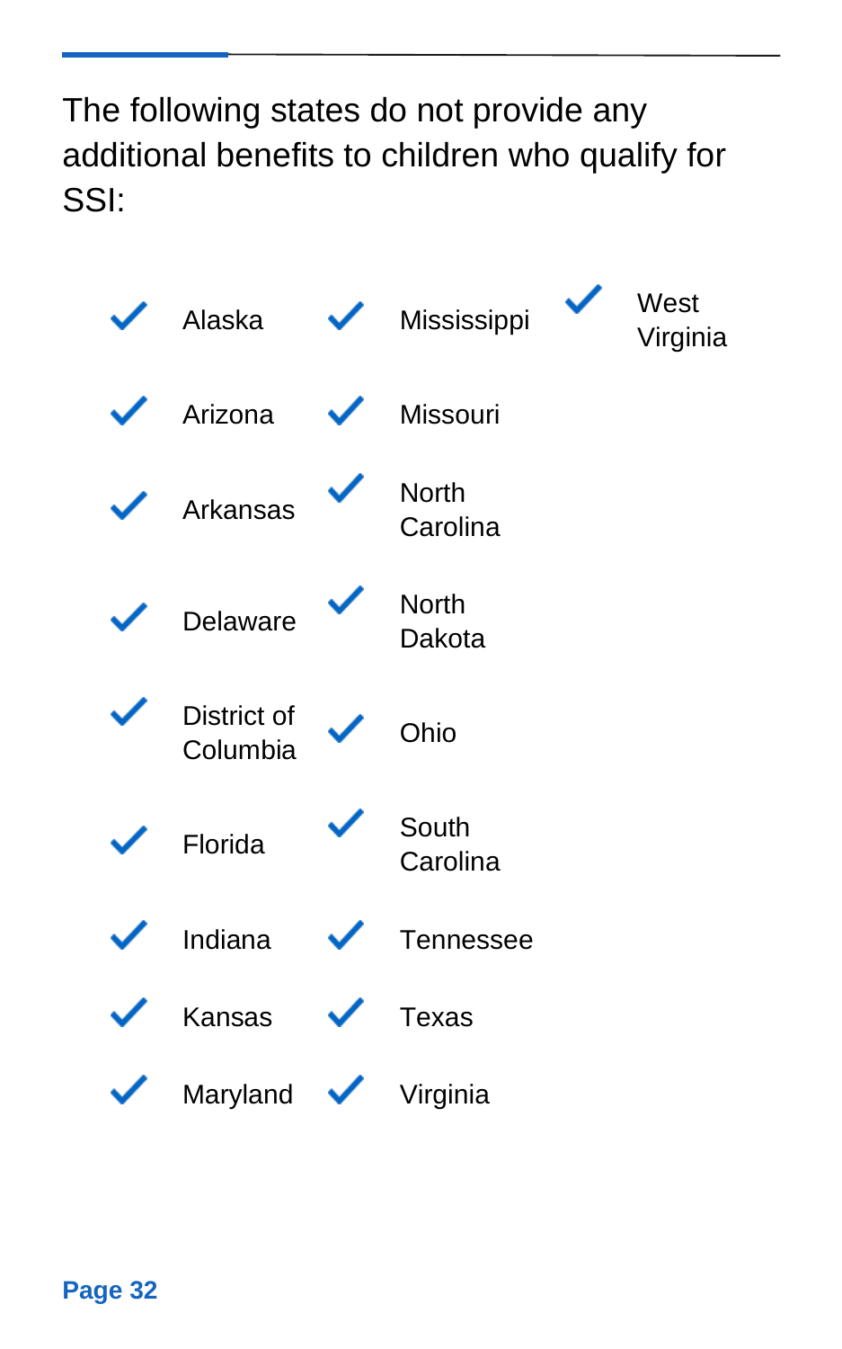The following states do not provide any additional benefits to children who qualify for SSI:

- Alaska
- Arizona
- Arkansas
- Delaware
- District of Columbia
- Florida
- Indiana
- Kansas
- Maryland
- Mississippi
- Missouri
- North Carolina
- North Dakota
- Ohio
- South Carolina
- Tennessee
- Texas
- Virginia
- West Virginia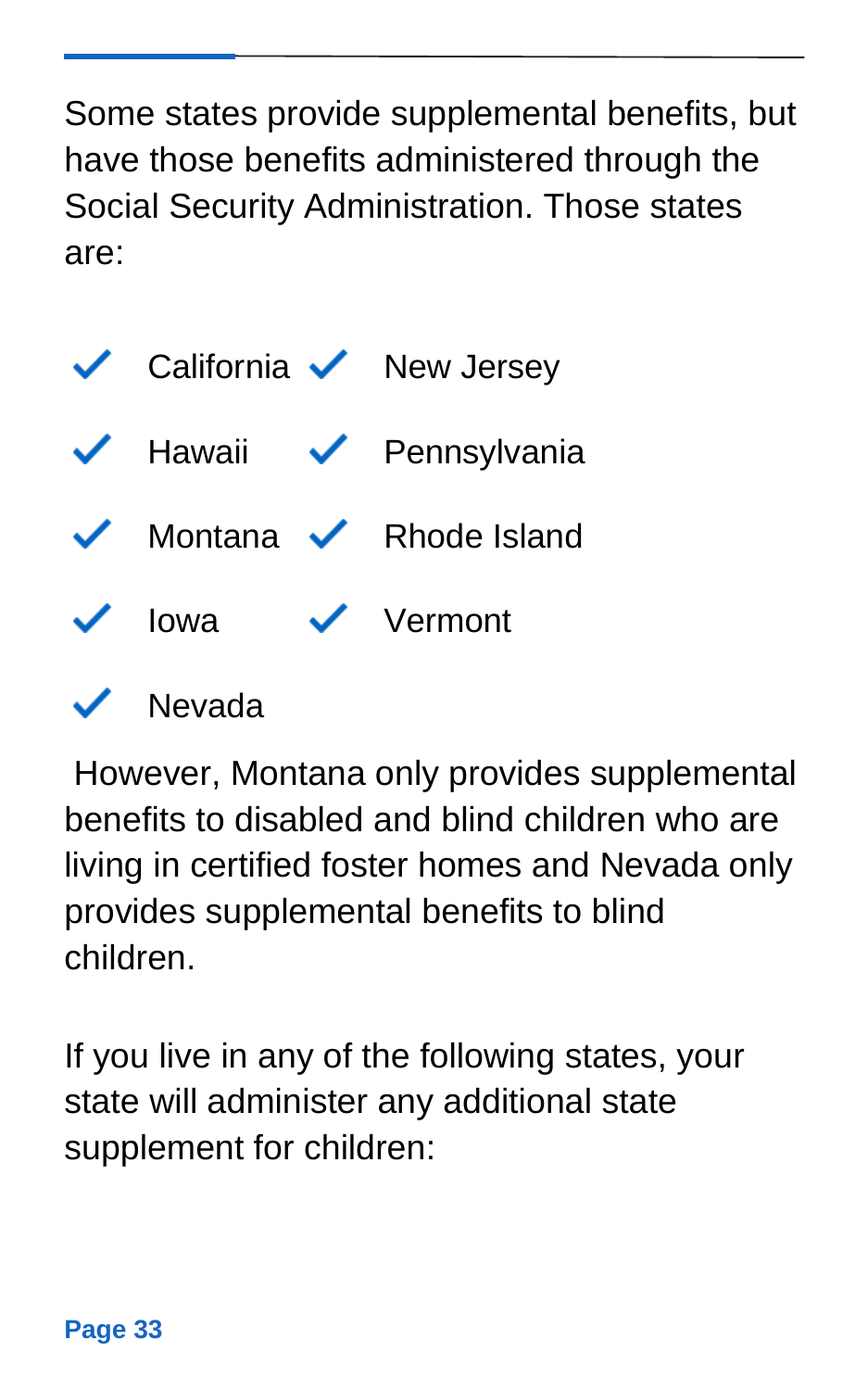Some states provide supplemental benefits, but have those benefits administered through the Social Security Administration. Those states are:

- California
- Hawaii
- Montana
- Iowa
- Nevada
- New Jersey
- Pennsylvania
- Rhode Island
- Vermont

However, Montana only provides supplemental benefits to disabled and blind children who are living in certified foster homes and Nevada only provides supplemental benefits to blind children.

If you live in any of the following states, your state will administer any additional state supplement for children: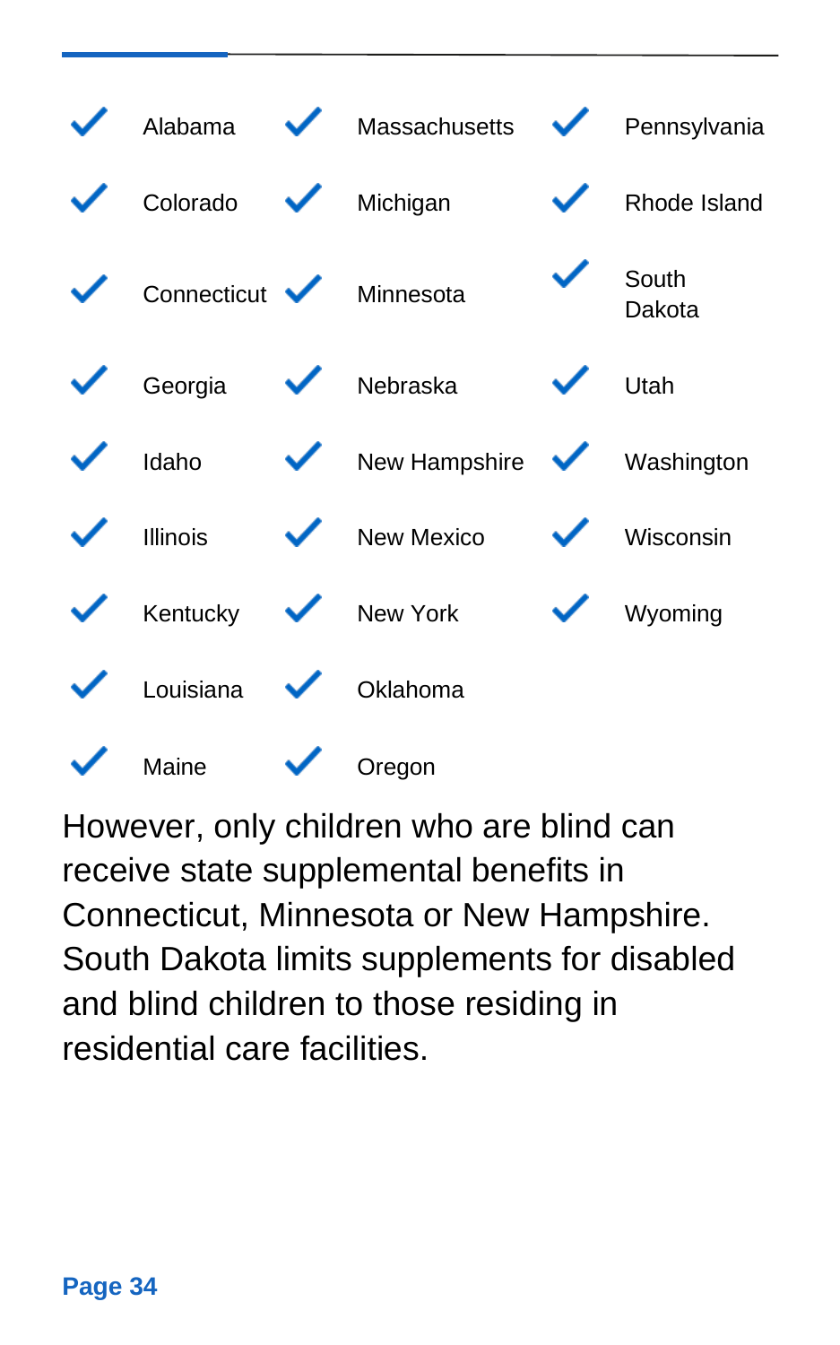- Alabama
- Colorado
- Connecticut
- Georgia
- Idaho
- Illinois
- Kentucky
- Louisiana
- Maine
- Massachusetts
- Michigan
- Minnesota
- Nebraska
- New Hampshire
- New Mexico
- New York
- Oklahoma
- Oregon
- Pennsylvania
- Rhode Island
- South Dakota
- Utah
- Washington
- Wisconsin
- Wyoming

However, only children who are blind can receive state supplemental benefits in Connecticut, Minnesota or New Hampshire. South Dakota limits supplements for disabled and blind children to those residing in residential care facilities.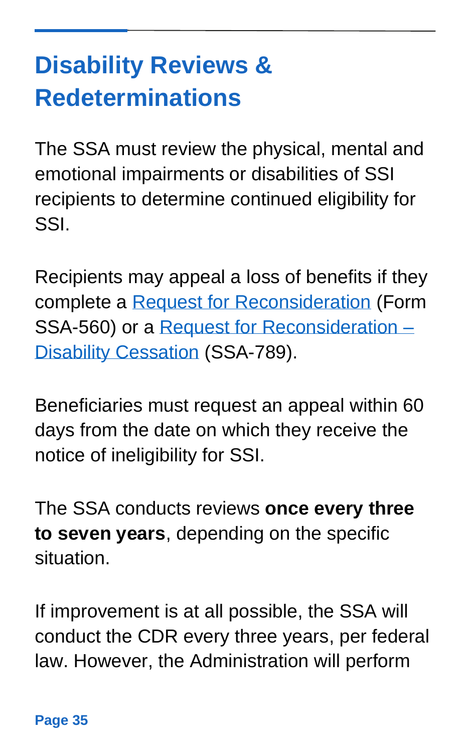# Disability Reviews & Redeterminations

The SSA must review the physical, mental and emotional impairments or disabilities of SSI recipients to determine continued eligibility for SSI.

Recipients may appeal a loss of benefits if they complete a Request for Reconsideration (Form SSA-560) or a Request for Reconsideration – Disability Cessation (SSA-789).

Beneficiaries must request an appeal within 60 days from the date on which they receive the notice of ineligibility for SSI.

The SSA conducts reviews **once every three to seven years**, depending on the specific situation.

If improvement is at all possible, the SSA will conduct the CDR every three years, per federal law. However, the Administration will perform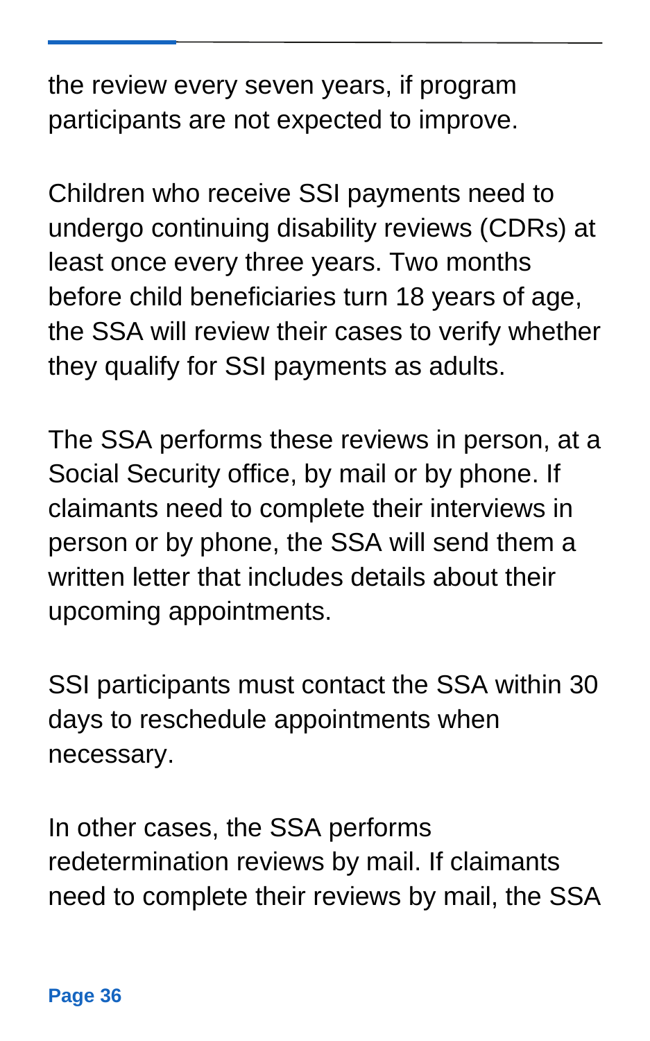the review every seven years, if program participants are not expected to improve.

Children who receive SSI payments need to undergo continuing disability reviews (CDRs) at least once every three years. Two months before child beneficiaries turn 18 years of age, the SSA will review their cases to verify whether they qualify for SSI payments as adults.

The SSA performs these reviews in person, at a Social Security office, by mail or by phone. If claimants need to complete their interviews in person or by phone, the SSA will send them a written letter that includes details about their upcoming appointments.

SSI participants must contact the SSA within 30 days to reschedule appointments when necessary.

In other cases, the SSA performs redetermination reviews by mail. If claimants need to complete their reviews by mail, the SSA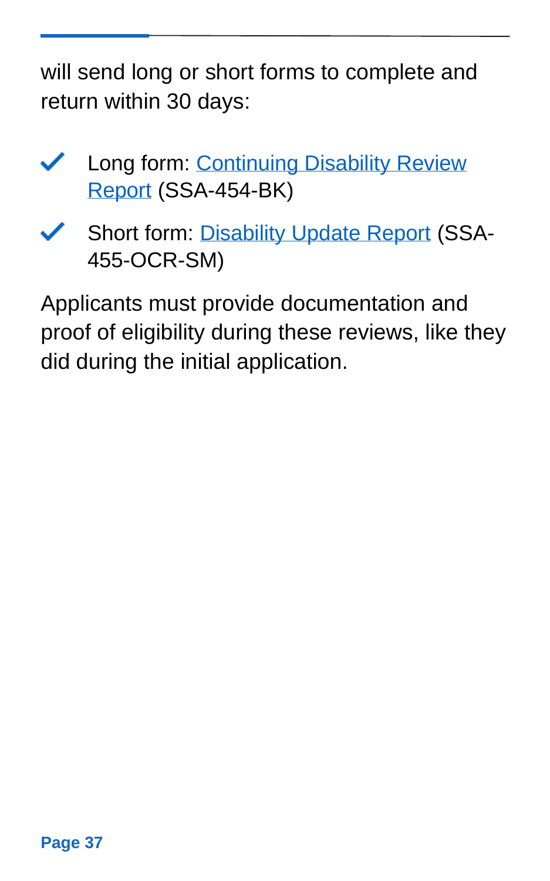will send long or short forms to complete and return within 30 days:

- Long form: Continuing Disability Review Report (SSA-454-BK)
- Short form: Disability Update Report (SSA-455-OCR-SM)

Applicants must provide documentation and proof of eligibility during these reviews, like they did during the initial application.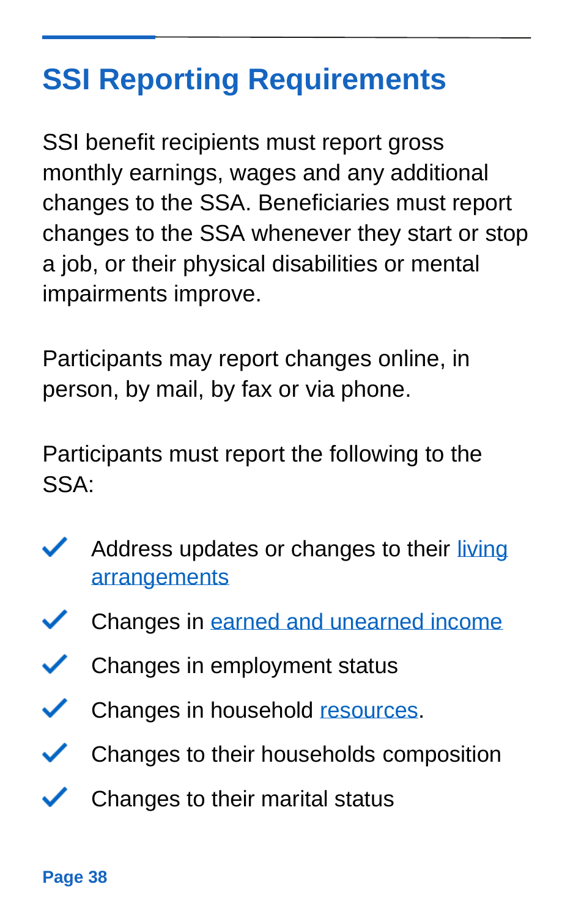# SSI Reporting Requirements

SSI benefit recipients must report gross monthly earnings, wages and any additional changes to the SSA. Beneficiaries must report changes to the SSA whenever they start or stop a job, or their physical disabilities or mental impairments improve.

Participants may report changes online, in person, by mail, by fax or via phone.

Participants must report the following to the SSA:

- Address updates or changes to their living arrangements
- Changes in earned and unearned income
- Changes in employment status
- Changes in household resources.
- Changes to their households composition
- Changes to their marital status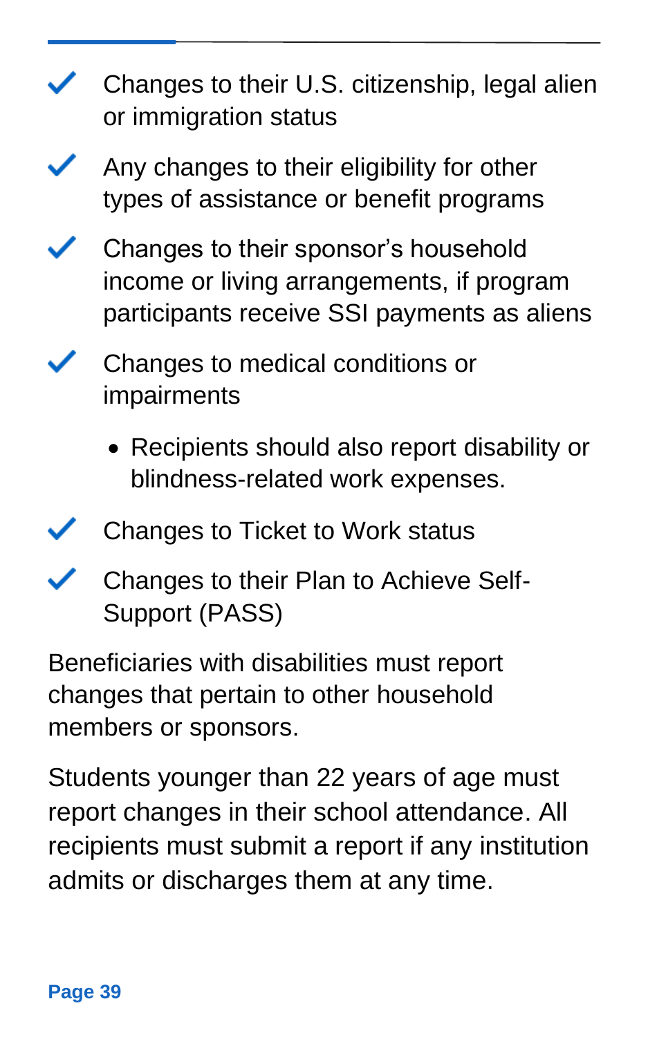- ✓ Changes to their U.S. citizenship, legal alien or immigration status
- ✓ Any changes to their eligibility for other types of assistance or benefit programs
- ✓ Changes to their sponsor's household income or living arrangements, if program participants receive SSI payments as aliens
- ✓ Changes to medical conditions or impairments
  - Recipients should also report disability or blindness-related work expenses.
- ✓ Changes to Ticket to Work status
- ✓ Changes to their Plan to Achieve Self-Support (PASS)

Beneficiaries with disabilities must report changes that pertain to other household members or sponsors.

Students younger than 22 years of age must report changes in their school attendance. All recipients must submit a report if any institution admits or discharges them at any time.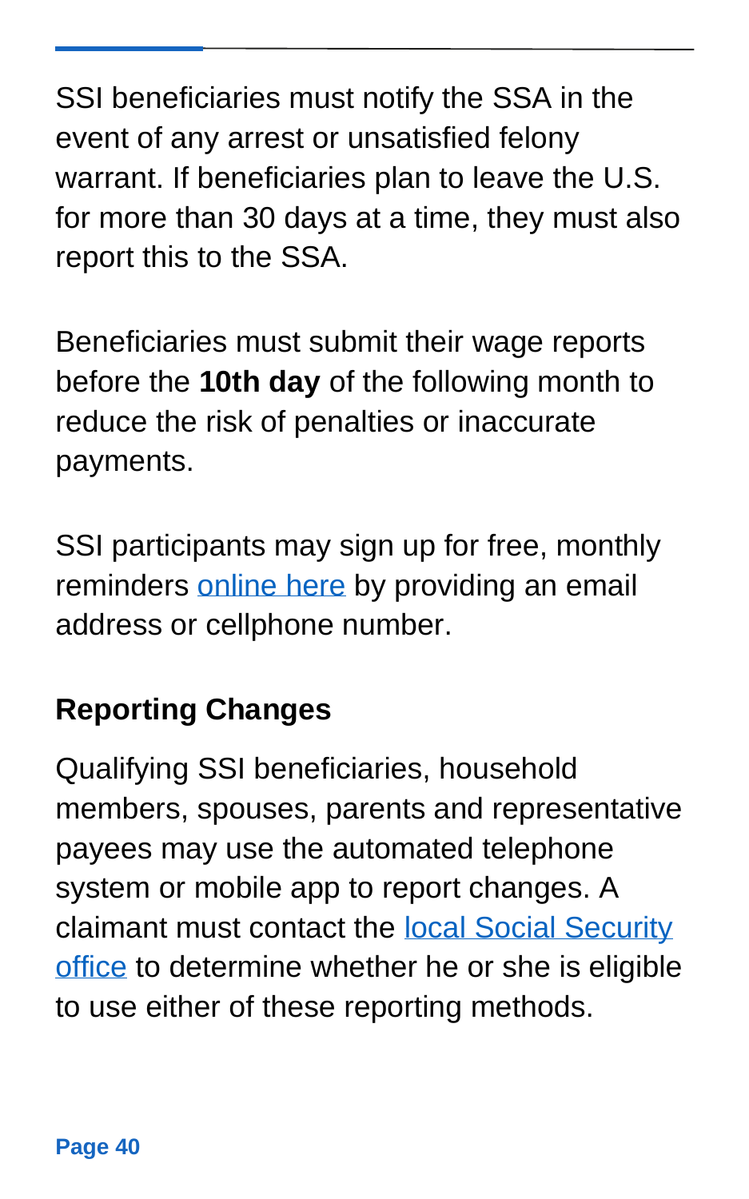SSI beneficiaries must notify the SSA in the event of any arrest or unsatisfied felony warrant. If beneficiaries plan to leave the U.S. for more than 30 days at a time, they must also report this to the SSA.

Beneficiaries must submit their wage reports before the **10th day** of the following month to reduce the risk of penalties or inaccurate payments.

SSI participants may sign up for free, monthly reminders online here by providing an email address or cellphone number.

### Reporting Changes

Qualifying SSI beneficiaries, household members, spouses, parents and representative payees may use the automated telephone system or mobile app to report changes. A claimant must contact the local Social Security office to determine whether he or she is eligible to use either of these reporting methods.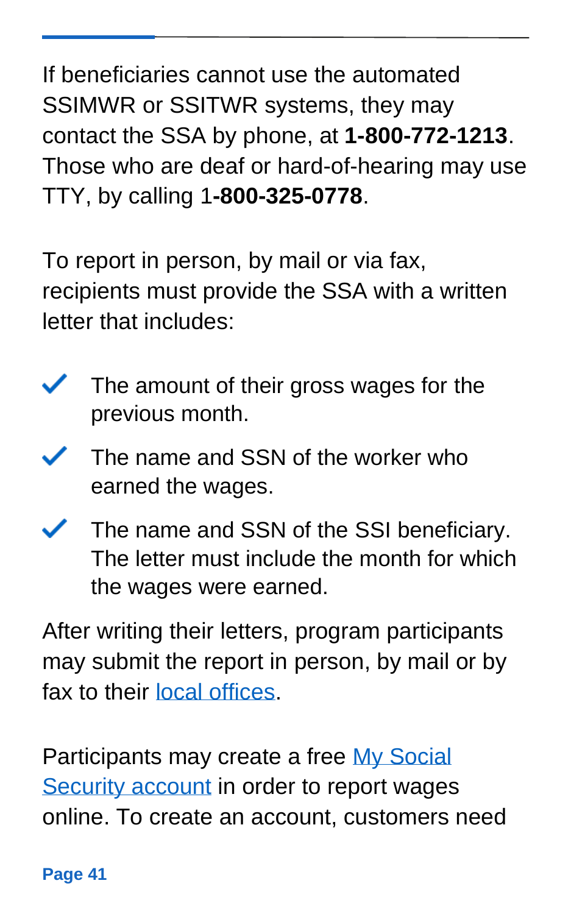If beneficiaries cannot use the automated SSIMWR or SSITWR systems, they may contact the SSA by phone, at **1-800-772-1213**. Those who are deaf or hard-of-hearing may use TTY, by calling 1**-800-325-0778**.

To report in person, by mail or via fax, recipients must provide the SSA with a written letter that includes:

- ✓ The amount of their gross wages for the previous month.
- ✓ The name and SSN of the worker who earned the wages.
- ✓ The name and SSN of the SSI beneficiary. The letter must include the month for which the wages were earned.

After writing their letters, program participants may submit the report in person, by mail or by fax to their local offices.

Participants may create a free My Social Security account in order to report wages online. To create an account, customers need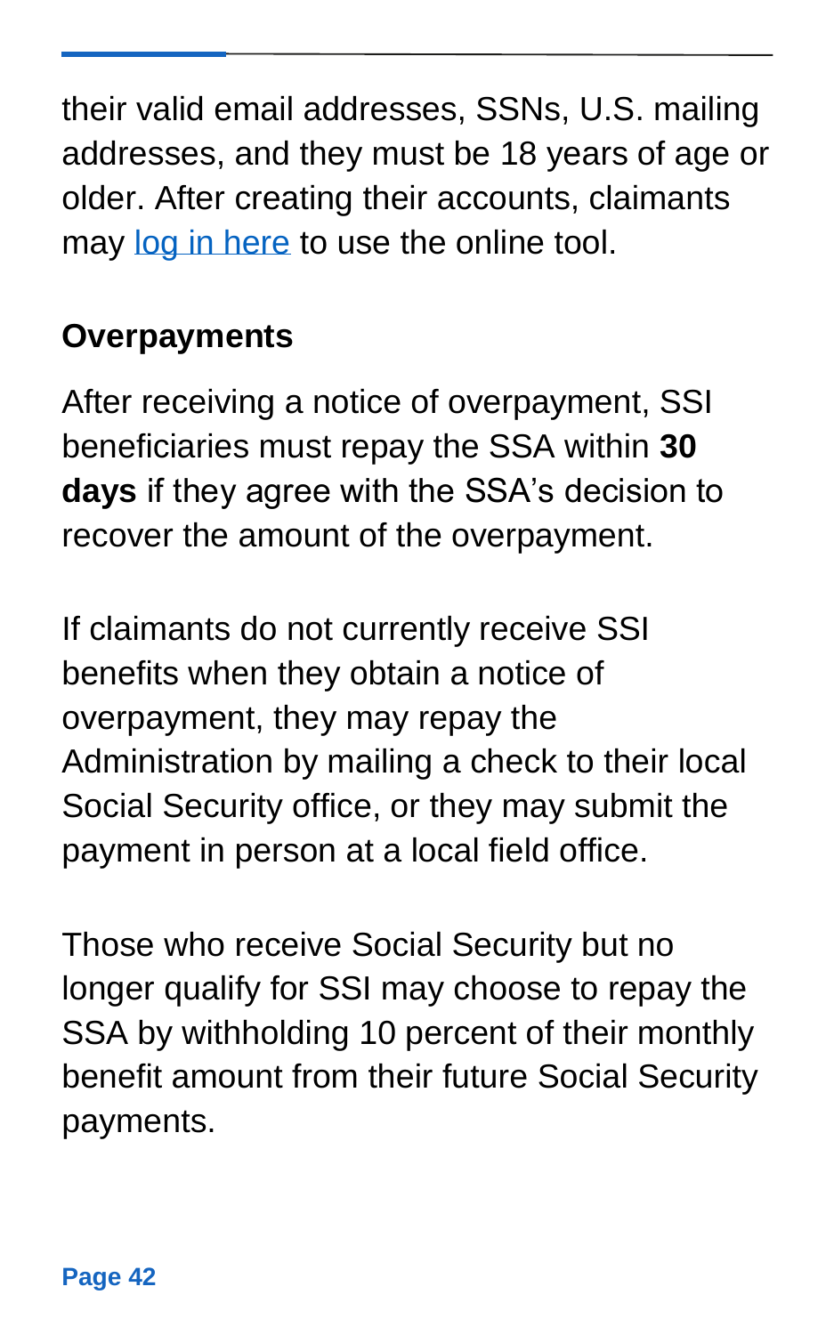their valid email addresses, SSNs, U.S. mailing addresses, and they must be 18 years of age or older. After creating their accounts, claimants may log in here to use the online tool.

## Overpayments

After receiving a notice of overpayment, SSI beneficiaries must repay the SSA within **30 days** if they agree with the SSA's decision to recover the amount of the overpayment.

If claimants do not currently receive SSI benefits when they obtain a notice of overpayment, they may repay the Administration by mailing a check to their local Social Security office, or they may submit the payment in person at a local field office.

Those who receive Social Security but no longer qualify for SSI may choose to repay the SSA by withholding 10 percent of their monthly benefit amount from their future Social Security payments.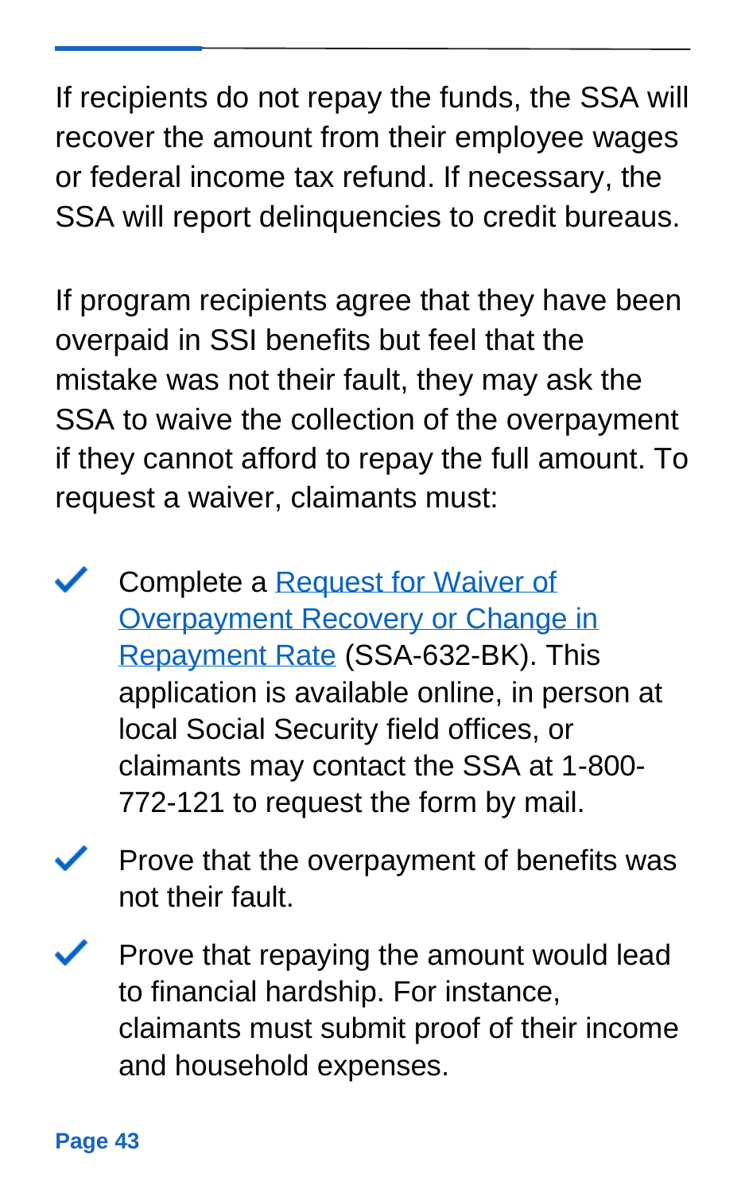If recipients do not repay the funds, the SSA will recover the amount from their employee wages or federal income tax refund. If necessary, the SSA will report delinquencies to credit bureaus.

If program recipients agree that they have been overpaid in SSI benefits but feel that the mistake was not their fault, they may ask the SSA to waive the collection of the overpayment if they cannot afford to repay the full amount. To request a waiver, claimants must:

- Complete a Request for Waiver of Overpayment Recovery or Change in Repayment Rate (SSA-632-BK). This application is available online, in person at local Social Security field offices, or claimants may contact the SSA at 1-800-772-121 to request the form by mail.
- Prove that the overpayment of benefits was not their fault.
- Prove that repaying the amount would lead to financial hardship. For instance, claimants must submit proof of their income and household expenses.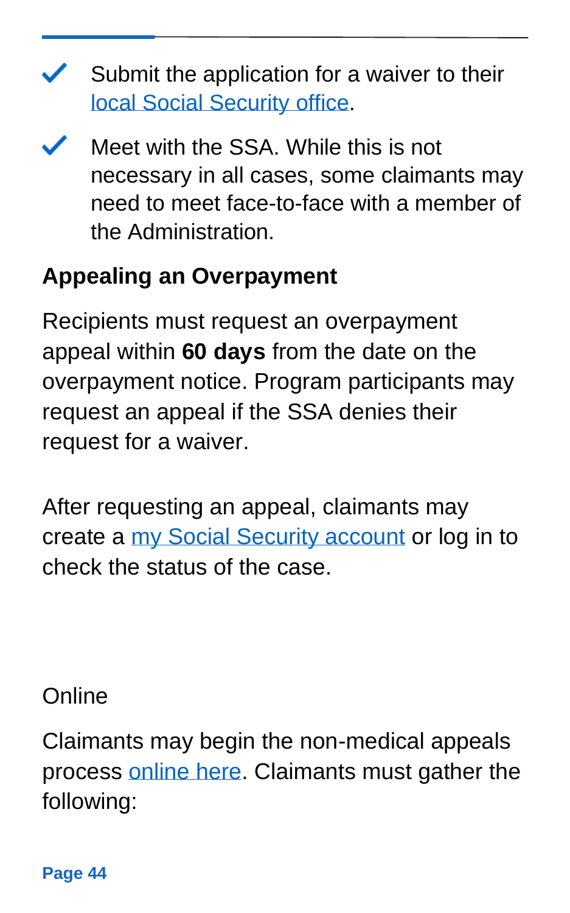- ✓ Submit the application for a waiver to their local Social Security office.
- ✓ Meet with the SSA. While this is not necessary in all cases, some claimants may need to meet face-to-face with a member of the Administration.

**Appealing an Overpayment**

Recipients must request an overpayment appeal within **60 days** from the date on the overpayment notice. Program participants may request an appeal if the SSA denies their request for a waiver.

After requesting an appeal, claimants may create a my Social Security account or log in to check the status of the case.

Online

Claimants may begin the non-medical appeals process online here. Claimants must gather the following: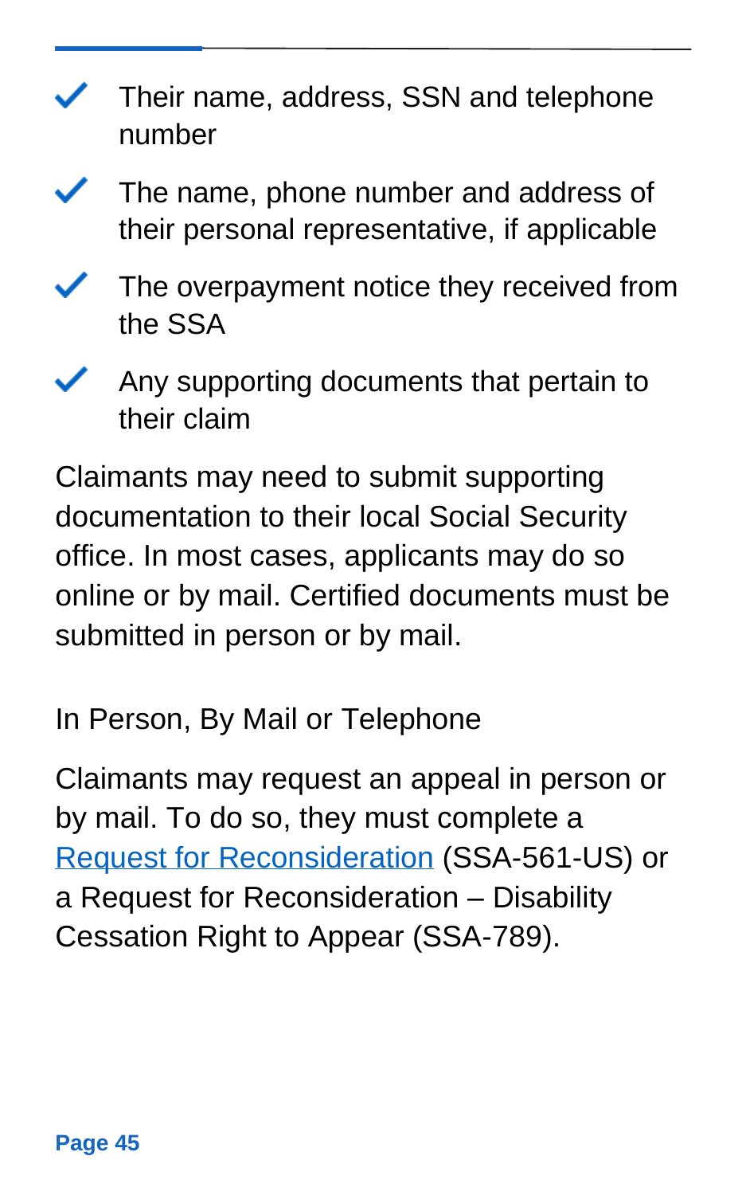- Their name, address, SSN and telephone number
- The name, phone number and address of their personal representative, if applicable
- The overpayment notice they received from the SSA
- Any supporting documents that pertain to their claim

Claimants may need to submit supporting documentation to their local Social Security office. In most cases, applicants may do so online or by mail. Certified documents must be submitted in person or by mail.

## In Person, By Mail or Telephone

Claimants may request an appeal in person or by mail. To do so, they must complete a Request for Reconsideration (SSA-561-US) or a Request for Reconsideration – Disability Cessation Right to Appear (SSA-789).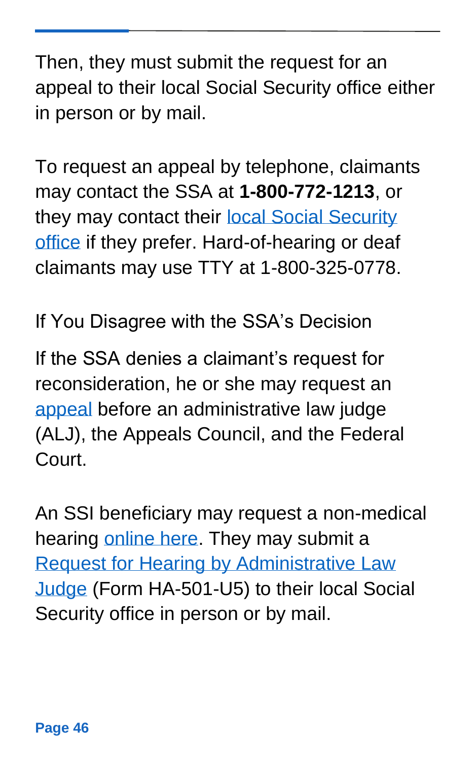Then, they must submit the request for an appeal to their local Social Security office either in person or by mail.

To request an appeal by telephone, claimants may contact the SSA at **1-800-772-1213**, or they may contact their local Social Security office if they prefer. Hard-of-hearing or deaf claimants may use TTY at 1-800-325-0778.

## If You Disagree with the SSA's Decision

If the SSA denies a claimant's request for reconsideration, he or she may request an appeal before an administrative law judge (ALJ), the Appeals Council, and the Federal Court.

An SSI beneficiary may request a non-medical hearing online here. They may submit a Request for Hearing by Administrative Law Judge (Form HA-501-U5) to their local Social Security office in person or by mail.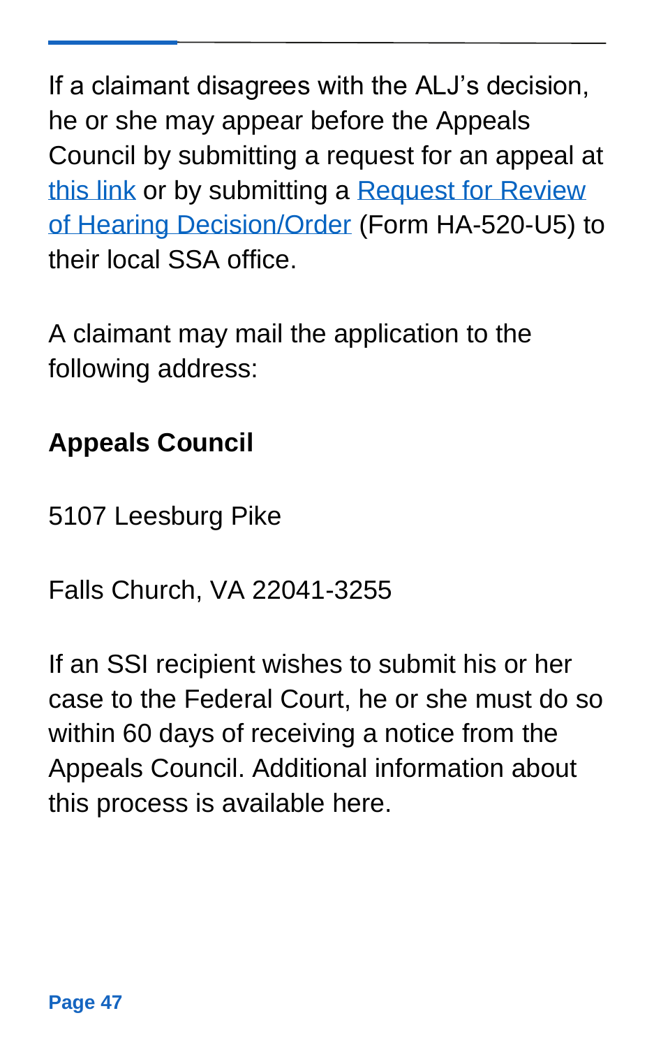If a claimant disagrees with the ALJ's decision, he or she may appear before the Appeals Council by submitting a request for an appeal at this link or by submitting a Request for Review of Hearing Decision/Order (Form HA-520-U5) to their local SSA office.

A claimant may mail the application to the following address:

**Appeals Council**

5107 Leesburg Pike

Falls Church, VA 22041-3255

If an SSI recipient wishes to submit his or her case to the Federal Court, he or she must do so within 60 days of receiving a notice from the Appeals Council. Additional information about this process is available here.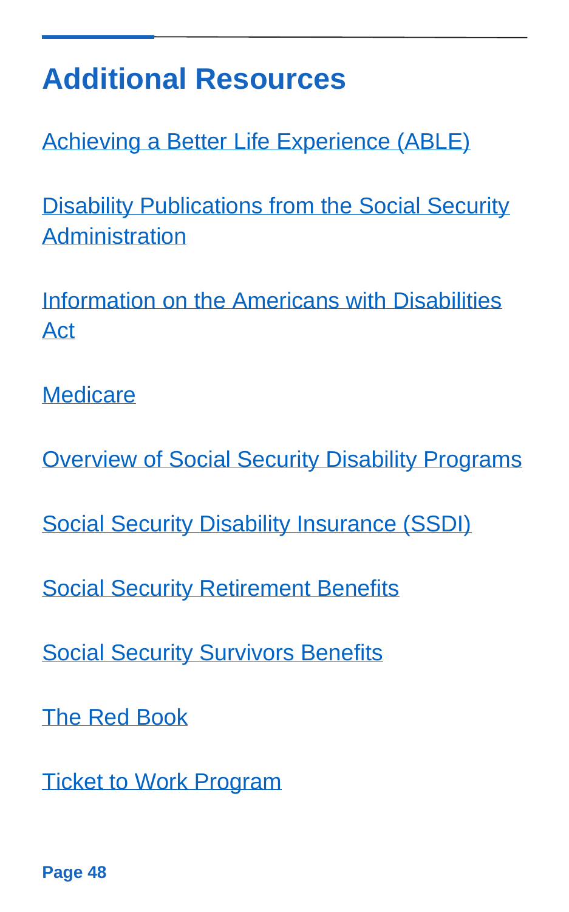## Additional Resources

Achieving a Better Life Experience (ABLE)

Disability Publications from the Social Security Administration

Information on the Americans with Disabilities Act

Medicare

Overview of Social Security Disability Programs

Social Security Disability Insurance (SSDI)

Social Security Retirement Benefits

Social Security Survivors Benefits

The Red Book

Ticket to Work Program